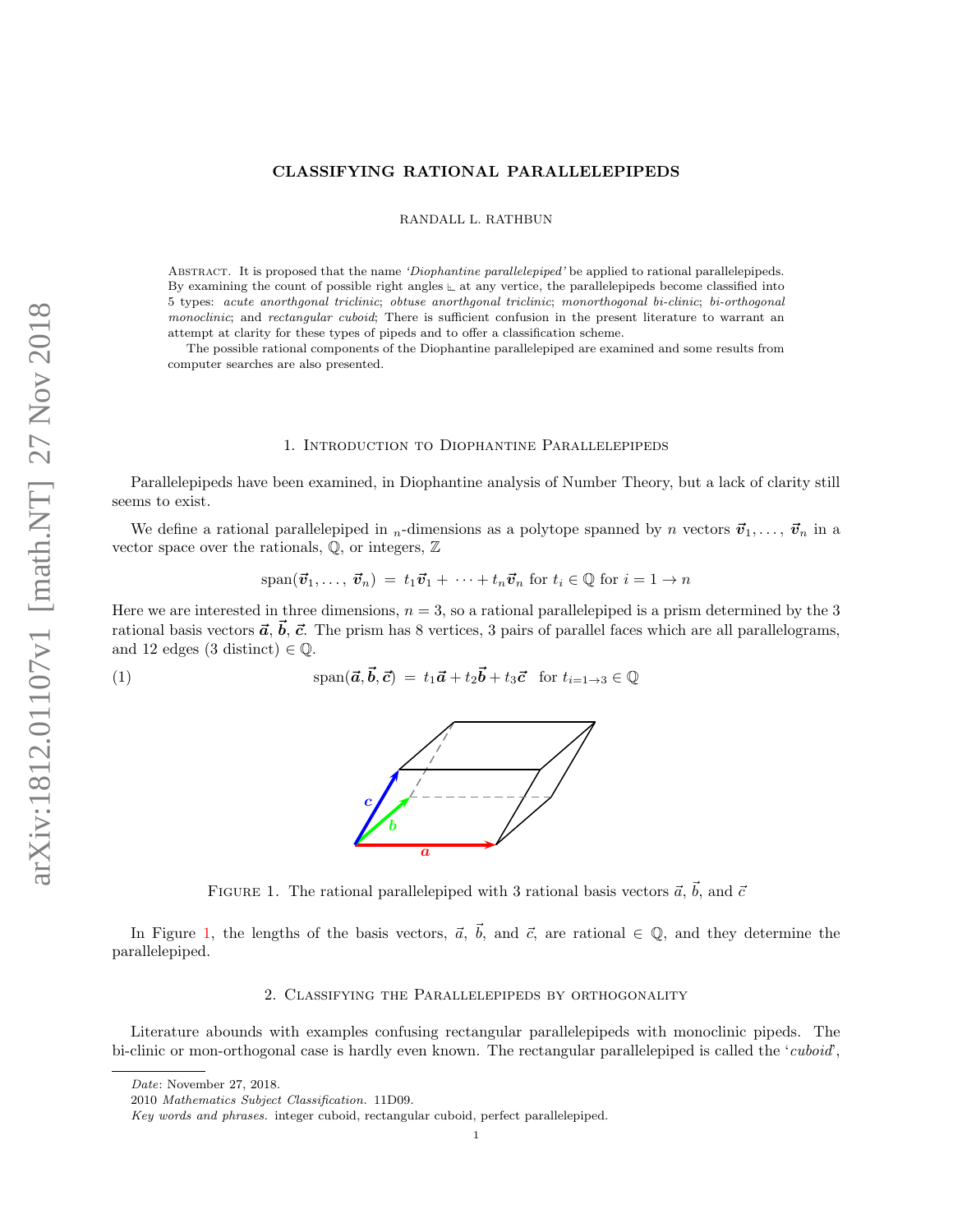# CLASSIFYING RATIONAL PARALLELEPIPEDS

RANDALL L. RATHBUN

Abstract. It is proposed that the name *'Diophantine parallelepiped'* be applied to rational parallelepipeds. By examining the count of possible right angles ⊾ at any vertex, the parallelepipeds become classified into 5 types: *acute anorthgonal triclinic*; *obtuse anorthgonal triclinic*; *monorthogonal bi-clinic*; *bi-orthogonal monoclinic*; and *rectangular cuboid*; There is sufficient confusion in the present literature to warrant an attempt at clarity for these types of pipeds and to offer a classification scheme.

The possible rational components of the Diophantine parallelepiped are examined and some results from computer searches are also presented.

## 1. Introduction to Diophantine Parallelepipeds

Parallelepipeds have been examined, in Diophantine analysis of Number Theory, but a lack of clarity still seems to exist.

We define a rational parallelepiped in $_n$-dimensions as a polytope spanned by $n$ vectors $\vec{\boldsymbol{v}}_1, \ldots, \vec{\boldsymbol{v}}_n$ in a vector space over the rationals, $\mathbb{Q}$, or integers, $\mathbb{Z}$

$$\text{span}(\vec{\boldsymbol{v}}_1, \ldots, \vec{\boldsymbol{v}}_n) = t_1\vec{\boldsymbol{v}}_1 + \cdots + t_n\vec{\boldsymbol{v}}_n \text{ for } t_i \in \mathbb{Q} \text{ for } i = 1 \to n$$

Here we are interested in three dimensions, $n = 3$, so a rational parallelepiped is a prism determined by the 3 rational basis vectors $\vec{\boldsymbol{a}}$, $\vec{\boldsymbol{b}}$, $\vec{\boldsymbol{c}}$. The prism has 8 vertices, 3 pairs of parallel faces which are all parallelograms, and 12 edges (3 distinct) $\in \mathbb{Q}$.

$$\text{span}(\vec{\boldsymbol{a}}, \vec{\boldsymbol{b}}, \vec{\boldsymbol{c}}) = t_1\vec{\boldsymbol{a}} + t_2\vec{\boldsymbol{b}} + t_3\vec{\boldsymbol{c}} \quad \text{for } t_{i=1\to 3} \in \mathbb{Q} \tag{1}$$

Figure 1. The rational parallelepiped with 3 rational basis vectors $\vec{a}$, $\vec{b}$, and $\vec{c}$

In Figure 1, the lengths of the basis vectors, $\vec{a}$, $\vec{b}$, and $\vec{c}$, are rational $\in \mathbb{Q}$, and they determine the parallelepiped.

## 2. Classifying the Parallelepipeds by orthogonality

Literature abounds with examples confusing rectangular parallelepipeds with monoclinic pipeds. The bi-clinic or mon-orthogonal case is hardly even known. The rectangular parallelepiped is called the '*cuboid*',

*Date*: November 27, 2018.

2010 *Mathematics Subject Classification.* 11D09.

*Key words and phrases.* integer cuboid, rectangular cuboid, perfect parallelepiped.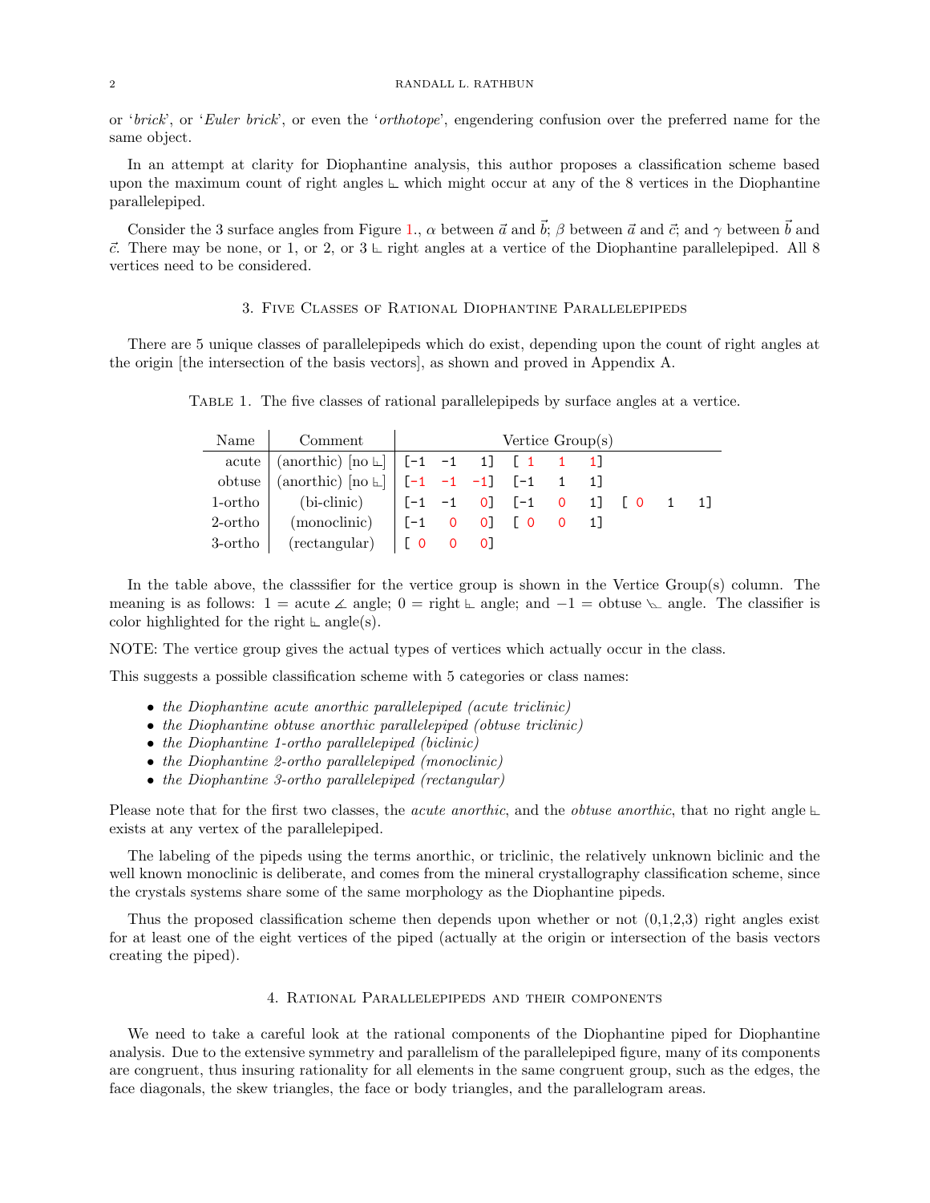or '*brick*', or '*Euler brick*', or even the '*orthotope*', engendering confusion over the preferred name for the same object.

In an attempt at clarity for Diophantine analysis, this author proposes a classification scheme based upon the maximum count of right angles ⊾ which might occur at any of the 8 vertices in the Diophantine parallelepiped.

Consider the 3 surface angles from Figure 1., $\alpha$ between $\vec{a}$ and $\vec{b}$; $\beta$ between $\vec{a}$ and $\vec{c}$; and $\gamma$ between $\vec{b}$ and $\vec{c}$. There may be none, or 1, or 2, or 3 ⊾ right angles at a vertice of the Diophantine parallelepiped. All 8 vertices need to be considered.

## 3. Five Classes of Rational Diophantine Parallelepipeds

There are 5 unique classes of parallelepipeds which do exist, depending upon the count of right angles at the origin [the intersection of the basis vectors], as shown and proved in Appendix A.

Table 1. The five classes of rational parallelepipeds by surface angles at a vertice.

| Name | Comment | Vertice Group(s) | | |
|---|---|---|---|---|
| acute | (anorthic) [no ⊾] | [-1 -1 1] | [ 1 1 1] | |
| obtuse | (anorthic) [no ⊾] | [-1 -1 -1] | [-1 1 1] | |
| 1-ortho | (bi-clinic) | [-1 -1 0] | [-1 0 1] | [ 0 1 1] |
| 2-ortho | (monoclinic) | [-1 0 0] | [ 0 0 1] | |
| 3-ortho | (rectangular) | [ 0 0 0] | | |

In the table above, the classsifier for the vertice group is shown in the Vertice Group(s) column. The meaning is as follows: 1 = acute ∡ angle; 0 = right ⊾ angle; and −1 = obtuse angle. The classifier is color highlighted for the right ⊾ angle(s).

NOTE: The vertice group gives the actual types of vertices which actually occur in the class.

This suggests a possible classification scheme with 5 categories or class names:

- *the Diophantine acute anorthic parallelepiped (acute triclinic)*
- *the Diophantine obtuse anorthic parallelepiped (obtuse triclinic)*
- *the Diophantine 1-ortho parallelepiped (biclinic)*
- *the Diophantine 2-ortho parallelepiped (monoclinic)*
- *the Diophantine 3-ortho parallelepiped (rectangular)*

Please note that for the first two classes, the *acute anorthic*, and the *obtuse anorthic*, that no right angle ⊾ exists at any vertex of the parallelepiped.

The labeling of the pipeds using the terms anorthic, or triclinic, the relatively unknown biclinic and the well known monoclinic is deliberate, and comes from the mineral crystallography classification scheme, since the crystals systems share some of the same morphology as the Diophantine pipeds.

Thus the proposed classification scheme then depends upon whether or not (0,1,2,3) right angles exist for at least one of the eight vertices of the piped (actually at the origin or intersection of the basis vectors creating the piped).

## 4. Rational Parallelepipeds and their components

We need to take a careful look at the rational components of the Diophantine piped for Diophantine analysis. Due to the extensive symmetry and parallelism of the parallelepiped figure, many of its components are congruent, thus insuring rationality for all elements in the same congruent group, such as the edges, the face diagonals, the skew triangles, the face or body triangles, and the parallelogram areas.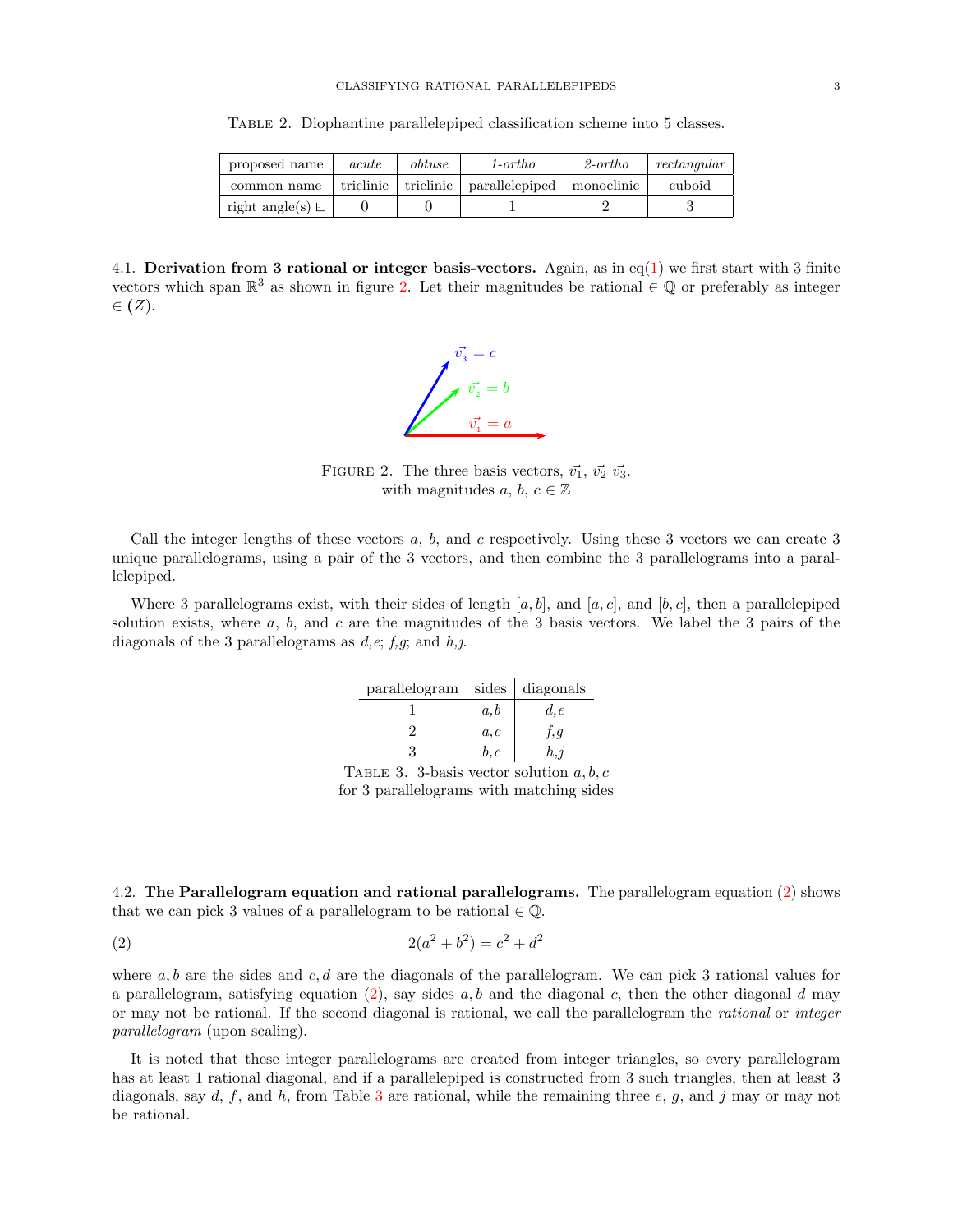Table 2. Diophantine parallelepiped classification scheme into 5 classes.

| proposed name | *acute* | *obtuse* | *1-ortho* | *2-ortho* | *rectangular* |
|---|---|---|---|---|---|
| common name | triclinic | triclinic | parallelepiped | monoclinic | cuboid |
| right angle(s) ⦜ | 0 | 0 | 1 | 2 | 3 |

4.1. **Derivation from 3 rational or integer basis-vectors.** Again, as in eq(1) we first start with 3 finite vectors which span $\mathbb{R}^3$ as shown in figure 2. Let their magnitudes be rational $\in \mathbb{Q}$ or preferably as integer $\in (Z)$.

Figure 2. The three basis vectors, $\vec{v_1}$, $\vec{v_2}$ $\vec{v_3}$. with magnitudes $a$, $b$, $c \in \mathbb{Z}$

Call the integer lengths of these vectors $a$, $b$, and $c$ respectively. Using these 3 vectors we can create 3 unique parallelograms, using a pair of the 3 vectors, and then combine the 3 parallelograms into a parallelepiped.

Where 3 parallelograms exist, with their sides of length $[a, b]$, and $[a, c]$, and $[b, c]$, then a parallelepiped solution exists, where $a$, $b$, and $c$ are the magnitudes of the 3 basis vectors. We label the 3 pairs of the diagonals of the 3 parallelograms as *d,e*; *f,g*; and *h,j*.

| parallelogram | sides | diagonals |
|---|---|---|
| 1 | $a,b$ | $d,e$ |
| 2 | $a,c$ | $f,g$ |
| 3 | $b,c$ | $h,j$ |

Table 3. 3-basis vector solution $a, b, c$ for 3 parallelograms with matching sides

4.2. **The Parallelogram equation and rational parallelograms.** The parallelogram equation (2) shows that we can pick 3 values of a parallelogram to be rational $\in \mathbb{Q}$.

$$2(a^2 + b^2) = c^2 + d^2 \tag{2}$$

where $a, b$ are the sides and $c, d$ are the diagonals of the parallelogram. We can pick 3 rational values for a parallelogram, satisfying equation (2), say sides $a, b$ and the diagonal $c$, then the other diagonal $d$ may or may not be rational. If the second diagonal is rational, we call the parallelogram the *rational* or *integer parallelogram* (upon scaling).

It is noted that these integer parallelograms are created from integer triangles, so every parallelogram has at least 1 rational diagonal, and if a parallelepiped is constructed from 3 such triangles, then at least 3 diagonals, say $d$, $f$, and $h$, from Table 3 are rational, while the remaining three $e$, $g$, and $j$ may or may not be rational.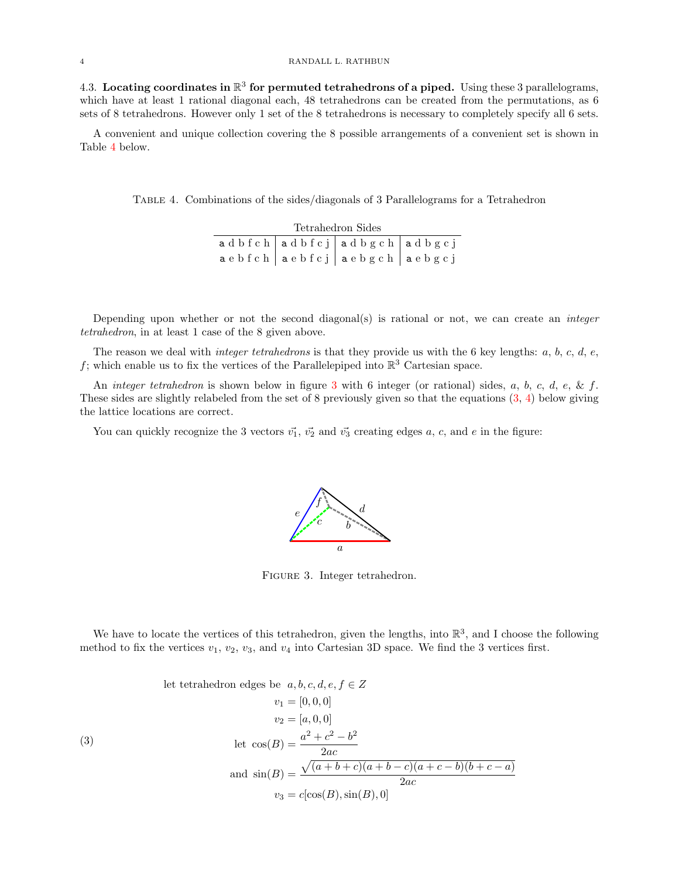### 4.3. Locating coordinates in $\mathbb{R}^3$ for permuted tetrahedrons of a piped.

Using these 3 parallelograms, which have at least 1 rational diagonal each, 48 tetrahedrons can be created from the permutations, as 6 sets of 8 tetrahedrons. However only 1 set of the 8 tetrahedrons is necessary to completely specify all 6 sets.

A convenient and unique collection covering the 8 possible arrangements of a convenient set is shown in Table 4 below.

TABLE 4. Combinations of the sides/diagonals of 3 Parallelograms for a Tetrahedron

| Tetrahedron Sides | | | |
|---|---|---|---|
| a d b f c h | a d b f c j | a d b g c h | a d b g c j |
| a e b f c h | a e b f c j | a e b g c h | a e b g c j |

Depending upon whether or not the second diagonal(s) is rational or not, we can create an *integer tetrahedron*, in at least 1 case of the 8 given above.

The reason we deal with *integer tetrahedrons* is that they provide us with the 6 key lengths: $a$, $b$, $c$, $d$, $e$, $f$; which enable us to fix the vertices of the Parallelepiped into $\mathbb{R}^3$ Cartesian space.

An *integer tetrahedron* is shown below in figure 3 with 6 integer (or rational) sides, $a$, $b$, $c$, $d$, $e$, & $f$. These sides are slightly relabeled from the set of 8 previously given so that the equations (3, 4) below giving the lattice locations are correct.

You can quickly recognize the 3 vectors $\vec{v_1}$, $\vec{v_2}$ and $\vec{v_3}$ creating edges $a$, $c$, and $e$ in the figure:

FIGURE 3. Integer tetrahedron.

We have to locate the vertices of this tetrahedron, given the lengths, into $\mathbb{R}^3$, and I choose the following method to fix the vertices $v_1$, $v_2$, $v_3$, and $v_4$ into Cartesian 3D space. We find the 3 vertices first.

$$
\begin{aligned}
&\text{let tetrahedron edges be } \; a,b,c,d,e,f \in Z \\
&v_1 = [0,0,0] \\
&v_2 = [a,0,0] \\
&\text{let } \cos(B) = \frac{a^2+c^2-b^2}{2ac} \\
&\text{and } \sin(B) = \frac{\sqrt{(a+b+c)(a+b-c)(a+c-b)(b+c-a)}}{2ac} \\
&v_3 = c[\cos(B), \sin(B), 0]
\end{aligned} \tag{3}
$$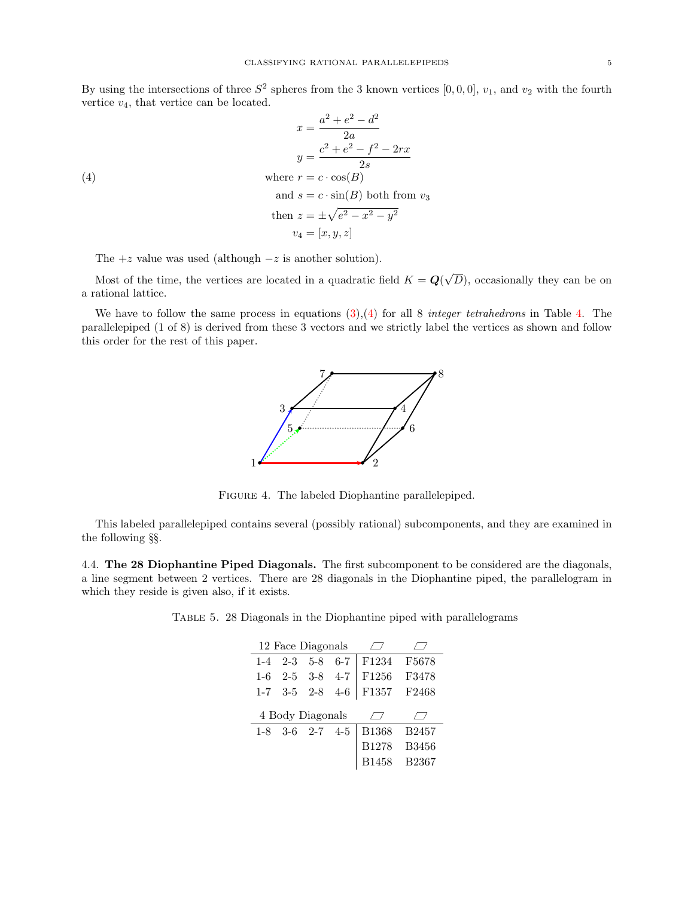By using the intersections of three $S^2$ spheres from the 3 known vertices $[0,0,0]$, $v_1$, and $v_2$ with the fourth vertice $v_4$, that vertice can be located.

$$
\begin{aligned}
x &= \frac{a^2+e^2-d^2}{2a} \\
y &= \frac{c^2+e^2-f^2-2rx}{2s} \\
\text{where } r &= c\cdot\cos(B) \\
\text{and } s &= c\cdot\sin(B) \text{ both from } v_3 \\
\text{then } z &= \pm\sqrt{e^2-x^2-y^2} \\
v_4 &= [x,y,z]
\end{aligned}
\tag{4}
$$

The $+z$ value was used (although $-z$ is another solution).

Most of the time, the vertices are located in a quadratic field $K = \boldsymbol{Q}(\sqrt{D})$, occasionally they can be on a rational lattice.

We have to follow the same process in equations (3),(4) for all 8 *integer tetrahedrons* in Table 4. The parallelepiped (1 of 8) is derived from these 3 vectors and we strictly label the vertices as shown and follow this order for the rest of this paper.

FIGURE 4. The labeled Diophantine parallelepiped.

This labeled parallelepiped contains several (possibly rational) subcomponents, and they are examined in the following §§.

### 4.4. The 28 Diophantine Piped Diagonals.

The first subcomponent to be considered are the diagonals, a line segment between 2 vertices. There are 28 diagonals in the Diophantine piped, the parallelogram in which they reside is given also, if it exists.

TABLE 5. 28 Diagonals in the Diophantine piped with parallelograms

| 12 Face Diagonals | | | | ▱ | ▱ |
|---|---|---|---|---|---|
| 1-4 | 2-3 | 5-8 | 6-7 | F1234 | F5678 |
| 1-6 | 2-5 | 3-8 | 4-7 | F1256 | F3478 |
| 1-7 | 3-5 | 2-8 | 4-6 | F1357 | F2468 |
| **4 Body Diagonals** | | | | ▱ | ▱ |
| 1-8 | 3-6 | 2-7 | 4-5 | B1368 | B2457 |
| | | | | B1278 | B3456 |
| | | | | B1458 | B2367 |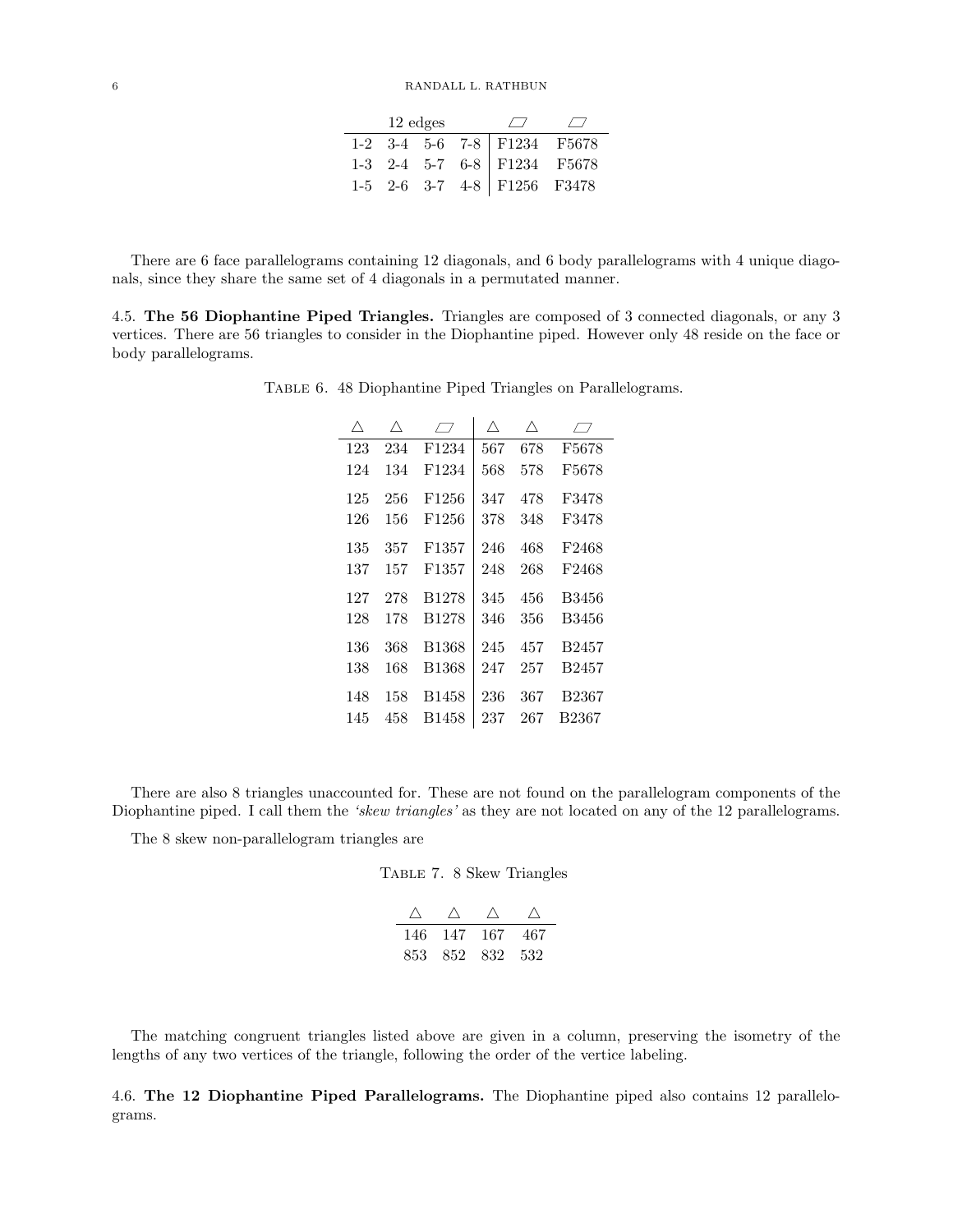| 12 edges | | | | ▱ | ▱ |
|---|---|---|---|---|---|
| 1-2 | 3-4 | 5-6 | 7-8 | F1234 | F5678 |
| 1-3 | 2-4 | 5-7 | 6-8 | F1234 | F5678 |
| 1-5 | 2-6 | 3-7 | 4-8 | F1256 | F3478 |

There are 6 face parallelograms containing 12 diagonals, and 6 body parallelograms with 4 unique diagonals, since they share the same set of 4 diagonals in a permutated manner.

### 4.5. The 56 Diophantine Piped Triangles.

Triangles are composed of 3 connected diagonals, or any 3 vertices. There are 56 triangles to consider in the Diophantine piped. However only 48 reside on the face or body parallelograms.

Table 6. 48 Diophantine Piped Triangles on Parallelograms.

| △ | △ | ▱ | △ | △ | ▱ |
|---|---|---|---|---|---|
| 123 | 234 | F1234 | 567 | 678 | F5678 |
| 124 | 134 | F1234 | 568 | 578 | F5678 |
| 125 | 256 | F1256 | 347 | 478 | F3478 |
| 126 | 156 | F1256 | 378 | 348 | F3478 |
| 135 | 357 | F1357 | 246 | 468 | F2468 |
| 137 | 157 | F1357 | 248 | 268 | F2468 |
| 127 | 278 | B1278 | 345 | 456 | B3456 |
| 128 | 178 | B1278 | 346 | 356 | B3456 |
| 136 | 368 | B1368 | 245 | 457 | B2457 |
| 138 | 168 | B1368 | 247 | 257 | B2457 |
| 148 | 158 | B1458 | 236 | 367 | B2367 |
| 145 | 458 | B1458 | 237 | 267 | B2367 |

There are also 8 triangles unaccounted for. These are not found on the parallelogram components of the Diophantine piped. I call them the *'skew triangles'* as they are not located on any of the 12 parallelograms.

The 8 skew non-parallelogram triangles are

Table 7. 8 Skew Triangles

| △ | △ | △ | △ |
|---|---|---|---|
| 146 | 147 | 167 | 467 |
| 853 | 852 | 832 | 532 |

The matching congruent triangles listed above are given in a column, preserving the isometry of the lengths of any two vertices of the triangle, following the order of the vertice labeling.

### 4.6. The 12 Diophantine Piped Parallelograms.

The Diophantine piped also contains 12 parallelograms.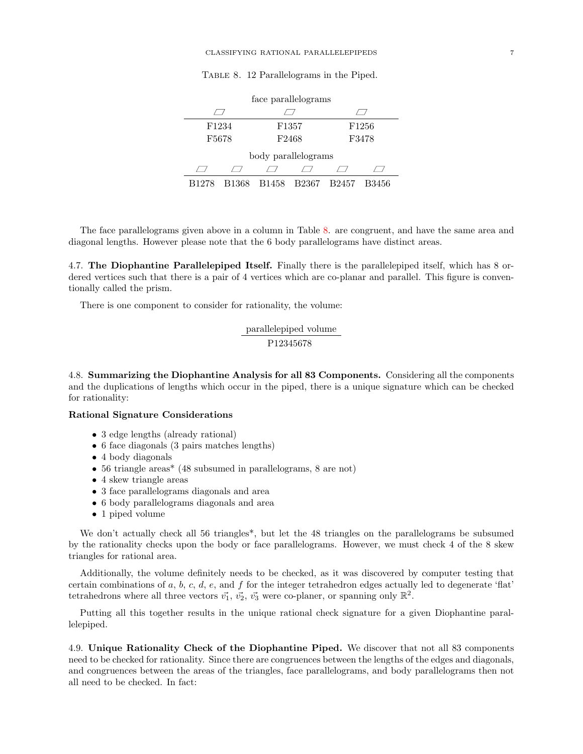Table 8. 12 Parallelograms in the Piped.

| face parallelograms | | |
|---|---|---|
| ▱ | ▱ | ▱ |
| F1234 | F1357 | F1256 |
| F5678 | F2468 | F3478 |

| body parallelograms | | | | | |
|---|---|---|---|---|---|
| ▱ | ▱ | ▱ | ▱ | ▱ | ▱ |
| B1278 | B1368 | B1458 | B2367 | B2457 | B3456 |

The face parallelograms given above in a column in Table 8. are congruent, and have the same area and diagonal lengths. However please note that the 6 body parallelograms have distinct areas.

### 4.7. The Diophantine Parallelepiped Itself.

Finally there is the parallelepiped itself, which has 8 ordered vertices such that there is a pair of 4 vertices which are co-planar and parallel. This figure is conventionally called the prism.

There is one component to consider for rationality, the volume:

| parallelepiped volume |
|---|
| P12345678 |

### 4.8. Summarizing the Diophantine Analysis for all 83 Components.

Considering all the components and the duplications of lengths which occur in the piped, there is a unique signature which can be checked for rationality:

**Rational Signature Considerations**

- 3 edge lengths (already rational)
- 6 face diagonals (3 pairs matches lengths)
- 4 body diagonals
- 56 triangle areas* (48 subsumed in parallelograms, 8 are not)
- 4 skew triangle areas
- 3 face parallelograms diagonals and area
- 6 body parallelograms diagonals and area
- 1 piped volume

We don't actually check all 56 triangles*, but let the 48 triangles on the parallelograms be subsumed by the rationality checks upon the body or face parallelograms. However, we must check 4 of the 8 skew triangles for rational area.

Additionally, the volume definitely needs to be checked, as it was discovered by computer testing that certain combinations of $a$, $b$, $c$, $d$, $e$, and $f$ for the integer tetrahedron edges actually led to degenerate 'flat' tetrahedrons where all three vectors $\vec{v_1}$, $\vec{v_2}$, $\vec{v_3}$ were co-planer, or spanning only $\mathbb{R}^2$.

Putting all this together results in the unique rational check signature for a given Diophantine parallelepiped.

### 4.9. Unique Rationality Check of the Diophantine Piped.

We discover that not all 83 components need to be checked for rationality. Since there are congruences between the lengths of the edges and diagonals, and congruences between the areas of the triangles, face parallelograms, and body parallelograms then not all need to be checked. In fact: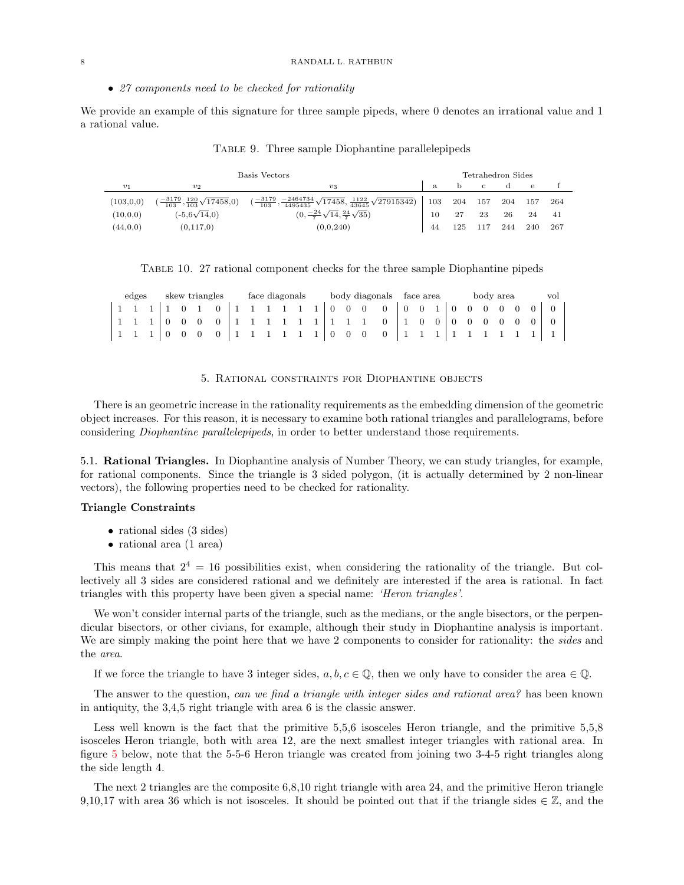- *27 components need to be checked for rationality*

We provide an example of this signature for three sample pipeds, where 0 denotes an irrational value and 1 a rational value.

TABLE 9. Three sample Diophantine parallelepipeds

| Basis Vectors | | | Tetrahedron Sides | | | | | |
|---|---|---|---|---|---|---|---|---|
| $v_1$ | $v_2$ | $v_3$ | a | b | c | d | e | f |
| (103,0,0) | $(\frac{-3179}{103}, \frac{120}{103}\sqrt{17458}, 0)$ | $(\frac{-3179}{103}, \frac{-2464734}{4495435}\sqrt{17458}, \frac{1122}{43645}\sqrt{27915342})$ | 103 | 204 | 157 | 204 | 157 | 264 |
| (10,0,0) | $(-5, 6\sqrt{14}, 0)$ | $(0, \frac{-24}{7}\sqrt{14}, \frac{24}{7}\sqrt{35})$ | 10 | 27 | 23 | 26 | 24 | 41 |
| (44,0,0) | (0,117,0) | (0,0,240) | 44 | 125 | 117 | 244 | 240 | 267 |

TABLE 10. 27 rational component checks for the three sample Diophantine pipeds

| edges | | | skew triangles | | | | face diagonals | | | | | | body diagonals | | | | face area | | | body area | | | | | | vol |
|---|---|---|---|---|---|---|---|---|---|---|---|---|---|---|---|---|---|---|---|---|---|---|---|---|---|---|
| 1 | 1 | 1 | 1 | 0 | 1 | 0 | 1 | 1 | 1 | 1 | 1 | 1 | 0 | 0 | 0 | 0 | 0 | 0 | 1 | 0 | 0 | 0 | 0 | 0 | 0 | 0 |
| 1 | 1 | 1 | 0 | 0 | 0 | 0 | 1 | 1 | 1 | 1 | 1 | 1 | 1 | 1 | 1 | 0 | 1 | 0 | 0 | 0 | 0 | 0 | 0 | 0 | 0 | 0 |
| 1 | 1 | 1 | 0 | 0 | 0 | 0 | 1 | 1 | 1 | 1 | 1 | 1 | 0 | 0 | 0 | 0 | 1 | 1 | 1 | 1 | 1 | 1 | 1 | 1 | 1 | 1 |

## 5. Rational constraints for Diophantine objects

There is an geometric increase in the rationality requirements as the embedding dimension of the geometric object increases. For this reason, it is necessary to examine both rational triangles and parallelograms, before considering *Diophantine parallelepipeds*, in order to better understand those requirements.

### 5.1. Rational Triangles.

In Diophantine analysis of Number Theory, we can study triangles, for example, for rational components. Since the triangle is 3 sided polygon, (it is actually determined by 2 non-linear vectors), the following properties need to be checked for rationality.

**Triangle Constraints**

- rational sides (3 sides)
- rational area (1 area)

This means that $2^4 = 16$ possibilities exist, when considering the rationality of the triangle. But collectively all 3 sides are considered rational and we definitely are interested if the area is rational. In fact triangles with this property have been given a special name: *'Heron triangles'*.

We won't consider internal parts of the triangle, such as the medians, or the angle bisectors, or the perpendicular bisectors, or other civians, for example, although their study in Diophantine analysis is important. We are simply making the point here that we have 2 components to consider for rationality: the *sides* and the *area*.

If we force the triangle to have 3 integer sides, $a, b, c \in \mathbb{Q}$, then we only have to consider the area $\in \mathbb{Q}$.

The answer to the question, *can we find a triangle with integer sides and rational area?* has been known in antiquity, the 3,4,5 right triangle with area 6 is the classic answer.

Less well known is the fact that the primitive 5,5,6 isosceles Heron triangle, and the primitive 5,5,8 isosceles Heron triangle, both with area 12, are the next smallest integer triangles with rational area. In figure 5 below, note that the 5-5-6 Heron triangle was created from joining two 3-4-5 right triangles along the side length 4.

The next 2 triangles are the composite 6,8,10 right triangle with area 24, and the primitive Heron triangle 9,10,17 with area 36 which is not isosceles. It should be pointed out that if the triangle sides $\in \mathbb{Z}$, and the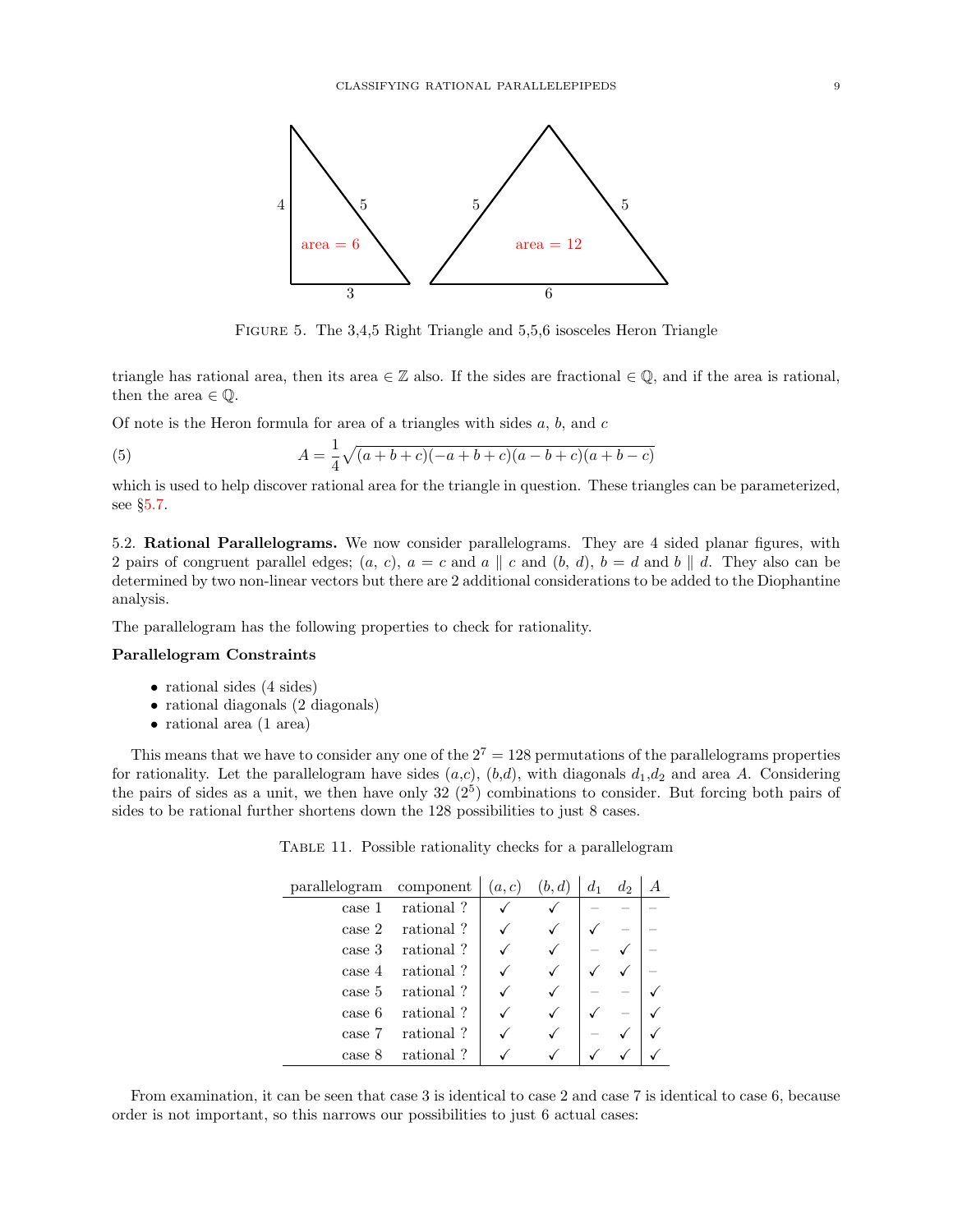FIGURE 5. The 3,4,5 Right Triangle and 5,5,6 isosceles Heron Triangle

triangle has rational area, then its area $\in \mathbb{Z}$ also. If the sides are fractional $\in \mathbb{Q}$, and if the area is rational, then the area $\in \mathbb{Q}$.

Of note is the Heron formula for area of a triangles with sides $a$, $b$, and $c$

$$A = \frac{1}{4}\sqrt{(a+b+c)(-a+b+c)(a-b+c)(a+b-c)} \tag{5}$$

which is used to help discover rational area for the triangle in question. These triangles can be parameterized, see §5.7.

**5.2. Rational Parallelograms.** We now consider parallelograms. They are 4 sided planar figures, with 2 pairs of congruent parallel edges; $(a,\ c)$, $a = c$ and $a \parallel c$ and $(b,\ d)$, $b = d$ and $b \parallel d$. They also can be determined by two non-linear vectors but there are 2 additional considerations to be added to the Diophantine analysis.

The parallelogram has the following properties to check for rationality.

**Parallelogram Constraints**

- rational sides (4 sides)
- rational diagonals (2 diagonals)
- rational area (1 area)

This means that we have to consider any one of the $2^7 = 128$ permutations of the parallelograms properties for rationality. Let the parallelogram have sides $(a,c)$, $(b,d)$, with diagonals $d_1$,$d_2$ and area $A$. Considering the pairs of sides as a unit, we then have only 32 ($2^5$) combinations to consider. But forcing both pairs of sides to be rational further shortens down the 128 possibilities to just 8 cases.

TABLE 11. Possible rationality checks for a parallelogram

| parallelogram | component | $(a,c)$ | $(b,d)$ | $d_1$ | $d_2$ | $A$ |
|---|---|---|---|---|---|---|
| case 1 | rational ? | ✓ | ✓ | – | – | – |
| case 2 | rational ? | ✓ | ✓ | ✓ | – | – |
| case 3 | rational ? | ✓ | ✓ | – | ✓ | – |
| case 4 | rational ? | ✓ | ✓ | ✓ | ✓ | – |
| case 5 | rational ? | ✓ | ✓ | – | – | ✓ |
| case 6 | rational ? | ✓ | ✓ | ✓ | – | ✓ |
| case 7 | rational ? | ✓ | ✓ | – | ✓ | ✓ |
| case 8 | rational ? | ✓ | ✓ | ✓ | ✓ | ✓ |

From examination, it can be seen that case 3 is identical to case 2 and case 7 is identical to case 6, because order is not important, so this narrows our possibilities to just 6 actual cases: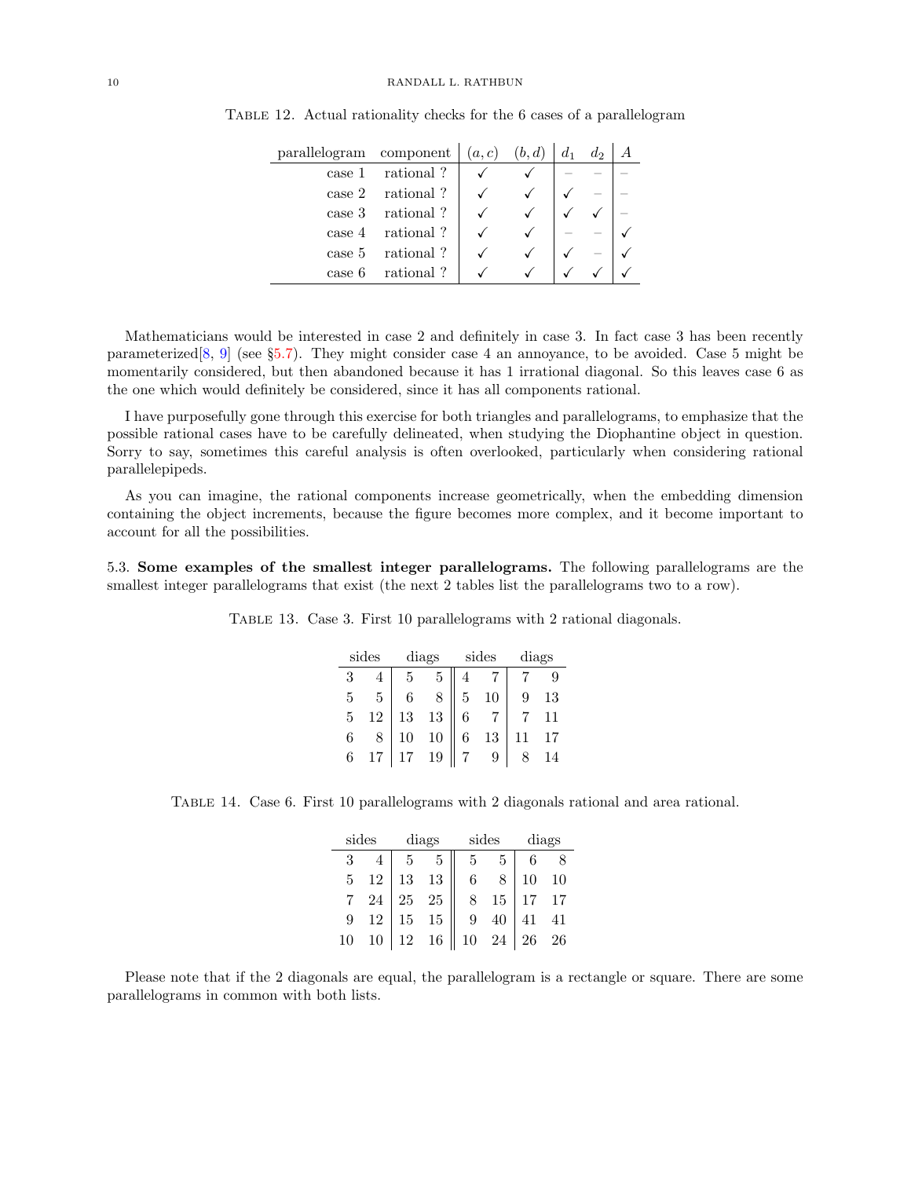Table 12. Actual rationality checks for the 6 cases of a parallelogram

| parallelogram | component | $(a,c)$ | $(b,d)$ | $d_1$ | $d_2$ | $A$ |
|---|---|---|---|---|---|---|
| case 1 | rational ? | ✓ | ✓ | – | – | – |
| case 2 | rational ? | ✓ | ✓ | ✓ | – | – |
| case 3 | rational ? | ✓ | ✓ | ✓ | ✓ | – |
| case 4 | rational ? | ✓ | ✓ | – | – | ✓ |
| case 5 | rational ? | ✓ | ✓ | ✓ | – | ✓ |
| case 6 | rational ? | ✓ | ✓ | ✓ | ✓ | ✓ |

Mathematicians would be interested in case 2 and definitely in case 3. In fact case 3 has been recently parameterized[8, 9] (see §5.7). They might consider case 4 an annoyance, to be avoided. Case 5 might be momentarily considered, but then abandoned because it has 1 irrational diagonal. So this leaves case 6 as the one which would definitely be considered, since it has all components rational.

I have purposefully gone through this exercise for both triangles and parallelograms, to emphasize that the possible rational cases have to be carefully delineated, when studying the Diophantine object in question. Sorry to say, sometimes this careful analysis is often overlooked, particularly when considering rational parallelepipeds.

As you can imagine, the rational components increase geometrically, when the embedding dimension containing the object increments, because the figure becomes more complex, and it become important to account for all the possibilities.

5.3. **Some examples of the smallest integer parallelograms.** The following parallelograms are the smallest integer parallelograms that exist (the next 2 tables list the parallelograms two to a row).

Table 13. Case 3. First 10 parallelograms with 2 rational diagonals.

| sides | | diags | | sides | | diags | |
|---|---|---|---|---|---|---|---|
| 3 | 4 | 5 | 5 | 4 | 7 | 7 | 9 |
| 5 | 5 | 6 | 8 | 5 | 10 | 9 | 13 |
| 5 | 12 | 13 | 13 | 6 | 7 | 7 | 11 |
| 6 | 8 | 10 | 10 | 6 | 13 | 11 | 17 |
| 6 | 17 | 17 | 19 | 7 | 9 | 8 | 14 |

Table 14. Case 6. First 10 parallelograms with 2 diagonals rational and area rational.

| sides | | diags | | sides | | diags | |
|---|---|---|---|---|---|---|---|
| 3 | 4 | 5 | 5 | 5 | 5 | 6 | 8 |
| 5 | 12 | 13 | 13 | 6 | 8 | 10 | 10 |
| 7 | 24 | 25 | 25 | 8 | 15 | 17 | 17 |
| 9 | 12 | 15 | 15 | 9 | 40 | 41 | 41 |
| 10 | 10 | 12 | 16 | 10 | 24 | 26 | 26 |

Please note that if the 2 diagonals are equal, the parallelogram is a rectangle or square. There are some parallelograms in common with both lists.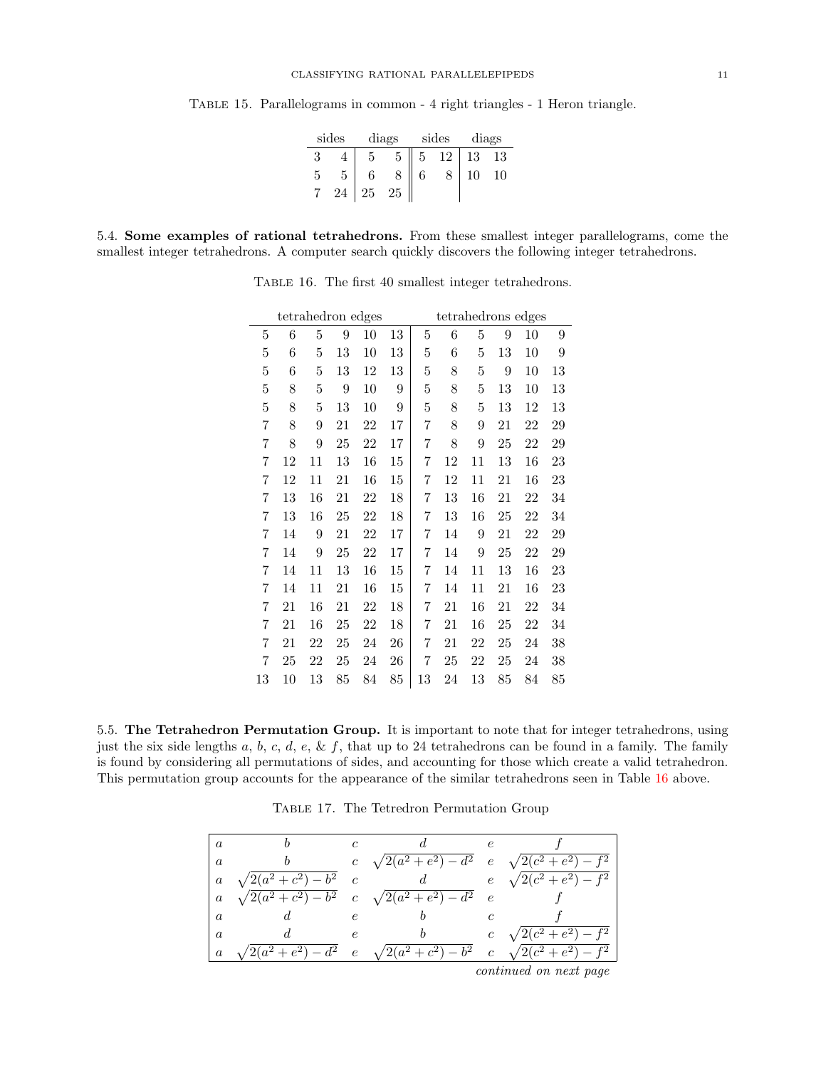Table 15. Parallelograms in common - 4 right triangles - 1 Heron triangle.

| sides | | diags | | sides | | diags | |
|---|---|---|---|---|---|---|---|
| 3 | 4 | 5 | 5 | 5 | 12 | 13 | 13 |
| 5 | 5 | 6 | 8 | 6 | 8 | 10 | 10 |
| 7 | 24 | 25 | 25 | | | | |

5.4. **Some examples of rational tetrahedrons.** From these smallest integer parallelograms, come the smallest integer tetrahedrons. A computer search quickly discovers the following integer tetrahedrons.

Table 16. The first 40 smallest integer tetrahedrons.

| tetrahedron edges | | | | | | tetrahedrons edges | | | | | |
|---|---|---|---|---|---|---|---|---|---|---|---|
| 5 | 6 | 5 | 9 | 10 | 13 | 5 | 6 | 5 | 9 | 10 | 9 |
| 5 | 6 | 5 | 13 | 10 | 13 | 5 | 6 | 5 | 13 | 10 | 9 |
| 5 | 6 | 5 | 13 | 12 | 13 | 5 | 8 | 5 | 9 | 10 | 13 |
| 5 | 8 | 5 | 9 | 10 | 9 | 5 | 8 | 5 | 13 | 10 | 13 |
| 5 | 8 | 5 | 13 | 10 | 9 | 5 | 8 | 5 | 13 | 12 | 13 |
| 7 | 8 | 9 | 21 | 22 | 17 | 7 | 8 | 9 | 21 | 22 | 29 |
| 7 | 8 | 9 | 25 | 22 | 17 | 7 | 8 | 9 | 25 | 22 | 29 |
| 7 | 12 | 11 | 13 | 16 | 15 | 7 | 12 | 11 | 13 | 16 | 23 |
| 7 | 12 | 11 | 21 | 16 | 15 | 7 | 12 | 11 | 21 | 16 | 23 |
| 7 | 13 | 16 | 21 | 22 | 18 | 7 | 13 | 16 | 21 | 22 | 34 |
| 7 | 13 | 16 | 25 | 22 | 18 | 7 | 13 | 16 | 25 | 22 | 34 |
| 7 | 14 | 9 | 21 | 22 | 17 | 7 | 14 | 9 | 21 | 22 | 29 |
| 7 | 14 | 9 | 25 | 22 | 17 | 7 | 14 | 9 | 25 | 22 | 29 |
| 7 | 14 | 11 | 13 | 16 | 15 | 7 | 14 | 11 | 13 | 16 | 23 |
| 7 | 14 | 11 | 21 | 16 | 15 | 7 | 14 | 11 | 21 | 16 | 23 |
| 7 | 21 | 16 | 21 | 22 | 18 | 7 | 21 | 16 | 21 | 22 | 34 |
| 7 | 21 | 16 | 25 | 22 | 18 | 7 | 21 | 16 | 25 | 22 | 34 |
| 7 | 21 | 22 | 25 | 24 | 26 | 7 | 21 | 22 | 25 | 24 | 38 |
| 7 | 25 | 22 | 25 | 24 | 26 | 7 | 25 | 22 | 25 | 24 | 38 |
| 13 | 10 | 13 | 85 | 84 | 85 | 13 | 24 | 13 | 85 | 84 | 85 |

5.5. **The Tetrahedron Permutation Group.** It is important to note that for integer tetrahedrons, using just the six side lengths $a$, $b$, $c$, $d$, $e$, & $f$, that up to 24 tetrahedrons can be found in a family. The family is found by considering all permutations of sides, and accounting for those which create a valid tetrahedron. This permutation group accounts for the appearance of the similar tetrahedrons seen in Table 16 above.

Table 17. The Tetredron Permutation Group

| | | | | | |
|---|---|---|---|---|---|
| $a$ | $b$ | $c$ | $d$ | $e$ | $f$ |
| $a$ | $b$ | $c$ | $\sqrt{2(a^2+e^2)-d^2}$ | $e$ | $\sqrt{2(c^2+e^2)-f^2}$ |
| $a$ | $\sqrt{2(a^2+c^2)-b^2}$ | $c$ | $d$ | $e$ | $\sqrt{2(c^2+e^2)-f^2}$ |
| $a$ | $\sqrt{2(a^2+c^2)-b^2}$ | $c$ | $\sqrt{2(a^2+e^2)-d^2}$ | $e$ | $f$ |
| $a$ | $d$ | $e$ | $b$ | $c$ | $f$ |
| $a$ | $d$ | $e$ | $b$ | $c$ | $\sqrt{2(c^2+e^2)-f^2}$ |
| $a$ | $\sqrt{2(a^2+e^2)-d^2}$ | $e$ | $\sqrt{2(a^2+c^2)-b^2}$ | $c$ | $\sqrt{2(c^2+e^2)-f^2}$ |

*continued on next page*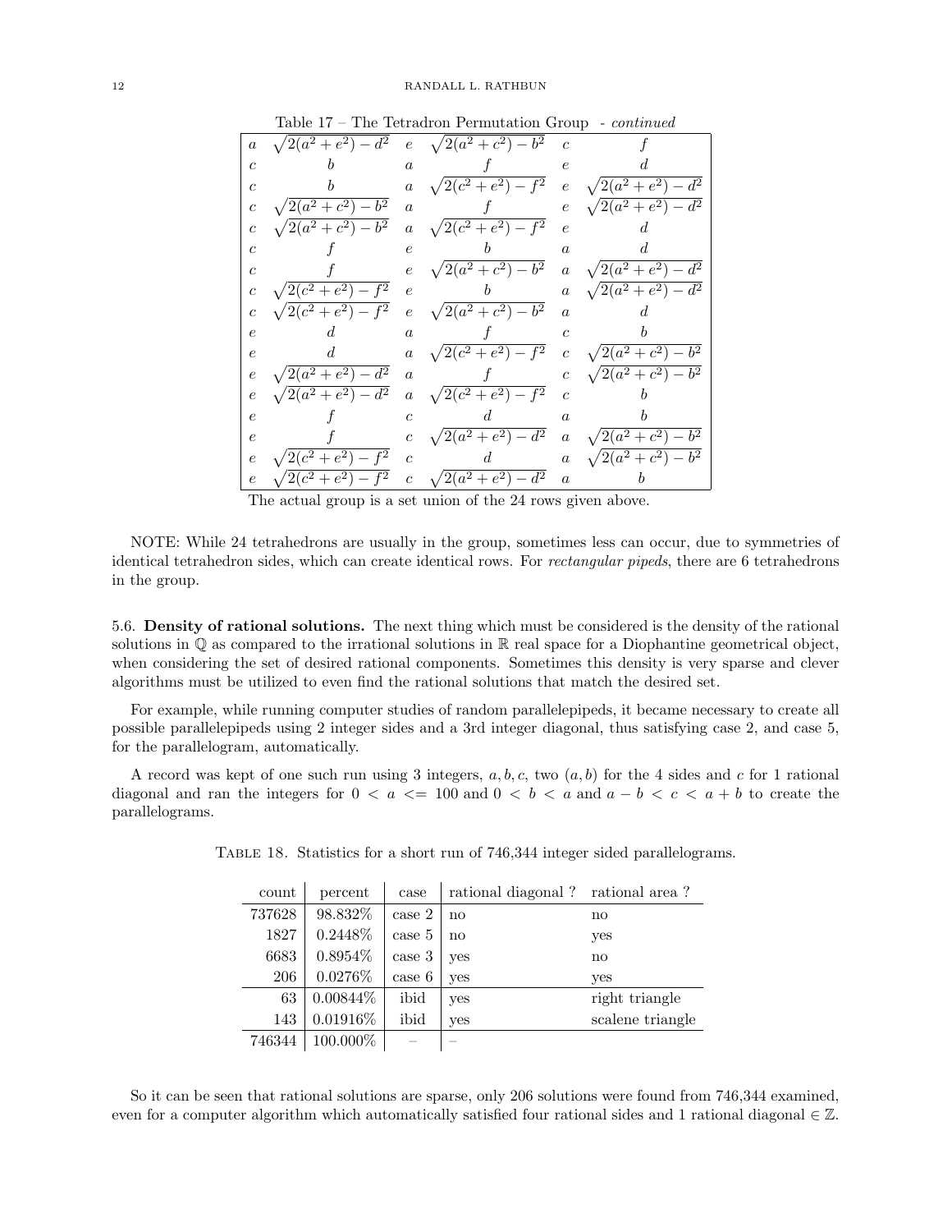Table 17 – The Tetradron Permutation Group - *continued*

| | | | | | |
|---|---|---|---|---|---|
| $a$ | $\sqrt{2(a^2+e^2)-d^2}$ | $e$ | $\sqrt{2(a^2+c^2)-b^2}$ | $c$ | $f$ |
| $c$ | $b$ | $a$ | $f$ | $e$ | $d$ |
| $c$ | $b$ | $a$ | $\sqrt{2(c^2+e^2)-f^2}$ | $e$ | $\sqrt{2(a^2+e^2)-d^2}$ |
| $c$ | $\sqrt{2(a^2+c^2)-b^2}$ | $a$ | $f$ | $e$ | $\sqrt{2(a^2+e^2)-d^2}$ |
| $c$ | $\sqrt{2(a^2+c^2)-b^2}$ | $a$ | $\sqrt{2(c^2+e^2)-f^2}$ | $e$ | $d$ |
| $c$ | $f$ | $e$ | $b$ | $a$ | $d$ |
| $c$ | $f$ | $e$ | $\sqrt{2(a^2+c^2)-b^2}$ | $a$ | $\sqrt{2(a^2+e^2)-d^2}$ |
| $c$ | $\sqrt{2(c^2+e^2)-f^2}$ | $e$ | $b$ | $a$ | $\sqrt{2(a^2+e^2)-d^2}$ |
| $c$ | $\sqrt{2(c^2+e^2)-f^2}$ | $e$ | $\sqrt{2(a^2+c^2)-b^2}$ | $a$ | $d$ |
| $e$ | $d$ | $a$ | $f$ | $c$ | $b$ |
| $e$ | $d$ | $a$ | $\sqrt{2(c^2+e^2)-f^2}$ | $c$ | $\sqrt{2(a^2+c^2)-b^2}$ |
| $e$ | $\sqrt{2(a^2+e^2)-d^2}$ | $a$ | $f$ | $c$ | $\sqrt{2(a^2+c^2)-b^2}$ |
| $e$ | $\sqrt{2(a^2+e^2)-d^2}$ | $a$ | $\sqrt{2(c^2+e^2)-f^2}$ | $c$ | $b$ |
| $e$ | $f$ | $c$ | $d$ | $a$ | $b$ |
| $e$ | $f$ | $c$ | $\sqrt{2(a^2+e^2)-d^2}$ | $a$ | $\sqrt{2(a^2+c^2)-b^2}$ |
| $e$ | $\sqrt{2(c^2+e^2)-f^2}$ | $c$ | $d$ | $a$ | $\sqrt{2(a^2+c^2)-b^2}$ |
| $e$ | $\sqrt{2(c^2+e^2)-f^2}$ | $c$ | $\sqrt{2(a^2+e^2)-d^2}$ | $a$ | $b$ |

The actual group is a set union of the 24 rows given above.

NOTE: While 24 tetrahedrons are usually in the group, sometimes less can occur, due to symmetries of identical tetrahedron sides, which can create identical rows. For *rectangular pipeds*, there are 6 tetrahedrons in the group.

5.6. **Density of rational solutions.** The next thing which must be considered is the density of the rational solutions in $\mathbb{Q}$ as compared to the irrational solutions in $\mathbb{R}$ real space for a Diophantine geometrical object, when considering the set of desired rational components. Sometimes this density is very sparse and clever algorithms must be utilized to even find the rational solutions that match the desired set.

For example, while running computer studies of random parallelepipeds, it became necessary to create all possible parallelepipeds using 2 integer sides and a 3rd integer diagonal, thus satisfying case 2, and case 5, for the parallelogram, automatically.

A record was kept of one such run using 3 integers, $a, b, c$, two $(a, b)$ for the 4 sides and $c$ for 1 rational diagonal and ran the integers for $0 < a <= 100$ and $0 < b < a$ and $a - b < c < a + b$ to create the parallelograms.

Table 18. Statistics for a short run of 746,344 integer sided parallelograms.

| count | percent | case | rational diagonal ? | rational area ? |
|---|---|---|---|---|
| 737628 | 98.832% | case 2 | no | no |
| 1827 | 0.2448% | case 5 | no | yes |
| 6683 | 0.8954% | case 3 | yes | no |
| 206 | 0.0276% | case 6 | yes | yes |
| 63 | 0.00844% | ibid | yes | right triangle |
| 143 | 0.01916% | ibid | yes | scalene triangle |
| 746344 | 100.000% | – | – | |

So it can be seen that rational solutions are sparse, only 206 solutions were found from 746,344 examined, even for a computer algorithm which automatically satisfied four rational sides and 1 rational diagonal $\in \mathbb{Z}$.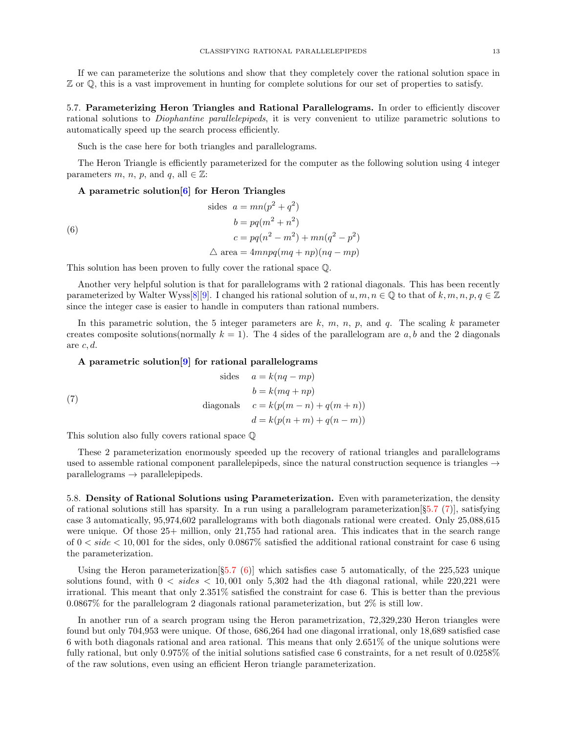If we can parameterize the solutions and show that they completely cover the rational solution space in $\mathbb{Z}$ or $\mathbb{Q}$, this is a vast improvement in hunting for complete solutions for our set of properties to satisfy.

### 5.7. Parameterizing Heron Triangles and Rational Parallelograms.

In order to efficiently discover rational solutions to *Diophantine parallelepipeds*, it is very convenient to utilize parametric solutions to automatically speed up the search process efficiently.

Such is the case here for both triangles and parallelograms.

The Heron Triangle is efficiently parameterized for the computer as the following solution using 4 integer parameters $m$, $n$, $p$, and $q$, all $\in \mathbb{Z}$:

**A parametric solution[6] for Heron Triangles**

$$
\begin{aligned}
\text{sides} \quad a &= mn(p^2 + q^2) \\
b &= pq(m^2 + n^2) \\
c &= pq(n^2 - m^2) + mn(q^2 - p^2) \\
\triangle \text{ area} &= 4mnpq(mq + np)(nq - mp)
\end{aligned}
\tag{6}
$$

This solution has been proven to fully cover the rational space $\mathbb{Q}$.

Another very helpful solution is that for parallelograms with 2 rational diagonals. This has been recently parameterized by Walter Wyss[8][9]. I changed his rational solution of $u, m, n \in \mathbb{Q}$ to that of $k, m, n, p, q \in \mathbb{Z}$ since the integer case is easier to handle in computers than rational numbers.

In this parametric solution, the 5 integer parameters are $k$, $m$, $n$, $p$, and $q$. The scaling $k$ parameter creates composite solutions(normally $k = 1$). The 4 sides of the parallelogram are $a, b$ and the 2 diagonals are $c, d$.

**A parametric solution[9] for rational parallelograms**

$$
\begin{aligned}
\text{sides} \quad a &= k(nq - mp) \\
b &= k(mq + np) \\
\text{diagonals} \quad c &= k(p(m - n) + q(m + n)) \\
d &= k(p(n + m) + q(n - m))
\end{aligned}
\tag{7}
$$

This solution also fully covers rational space $\mathbb{Q}$

These 2 parameterization enormously speeded up the recovery of rational triangles and parallelograms used to assemble rational component parallelepipeds, since the natural construction sequence is triangles $\rightarrow$ parallelograms $\rightarrow$ parallelepipeds.

### 5.8. Density of Rational Solutions using Parameterization.

Even with parameterization, the density of rational solutions still has sparsity. In a run using a parallelogram parameterization[§5.7 (7)], satisfying case 3 automatically, 95,974,602 parallelograms with both diagonals rational were created. Only 25,088,615 were unique. Of those 25+ million, only 21,755 had rational area. This indicates that in the search range of $0 < side < 10,001$ for the sides, only 0.0867% satisfied the additional rational constraint for case 6 using the parameterization.

Using the Heron parameterization[§5.7 (6)] which satisfies case 5 automatically, of the 225,523 unique solutions found, with $0 < sides < 10,001$ only 5,302 had the 4th diagonal rational, while 220,221 were irrational. This meant that only 2.351% satisfied the constraint for case 6. This is better than the previous 0.0867% for the parallelogram 2 diagonals rational parameterization, but 2% is still low.

In another run of a search program using the Heron parametrization, 72,329,230 Heron triangles were found but only 704,953 were unique. Of those, 686,264 had one diagonal irrational, only 18,689 satisfied case 6 with both diagonals rational and area rational. This means that only 2.651% of the unique solutions were fully rational, but only 0.975% of the initial solutions satisfied case 6 constraints, for a net result of 0.0258% of the raw solutions, even using an efficient Heron triangle parameterization.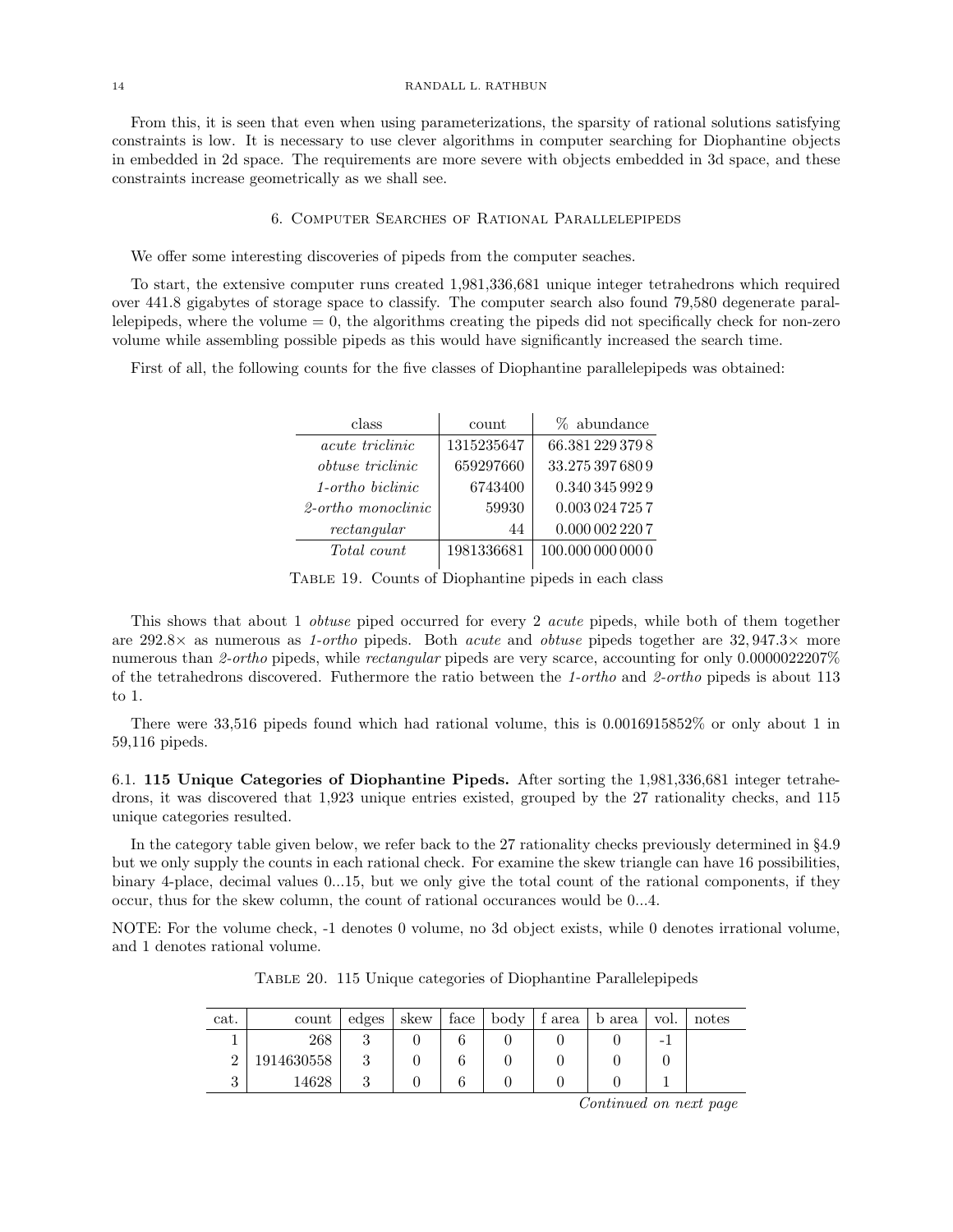From this, it is seen that even when using parameterizations, the sparsity of rational solutions satisfying constraints is low. It is necessary to use clever algorithms in computer searching for Diophantine objects in embedded in 2d space. The requirements are more severe with objects embedded in 3d space, and these constraints increase geometrically as we shall see.

## 6. Computer Searches of Rational Parallelepipeds

We offer some interesting discoveries of pipeds from the computer seaches.

To start, the extensive computer runs created 1,981,336,681 unique integer tetrahedrons which required over 441.8 gigabytes of storage space to classify. The computer search also found 79,580 degenerate parallelepipeds, where the volume = 0, the algorithms creating the pipeds did not specifically check for non-zero volume while assembling possible pipeds as this would have significantly increased the search time.

First of all, the following counts for the five classes of Diophantine parallelepipeds was obtained:

| class | count | % abundance |
|---|---|---|
| *acute triclinic* | 1315235647 | 66.381 229 379 8 |
| *obtuse triclinic* | 659297660 | 33.275 397 680 9 |
| *1-ortho biclinic* | 6743400 | 0.340 345 992 9 |
| *2-ortho monoclinic* | 59930 | 0.003 024 725 7 |
| *rectangular* | 44 | 0.000 002 220 7 |
| *Total count* | 1981336681 | 100.000 000 000 0 |

Table 19. Counts of Diophantine pipeds in each class

This shows that about 1 *obtuse* piped occurred for every 2 *acute* pipeds, while both of them together are 292.8× as numerous as *1-ortho* pipeds. Both *acute* and *obtuse* pipeds together are 32,947.3× more numerous than *2-ortho* pipeds, while *rectangular* pipeds are very scarce, accounting for only 0.0000022207% of the tetrahedrons discovered. Futhermore the ratio between the *1-ortho* and *2-ortho* pipeds is about 113 to 1.

There were 33,516 pipeds found which had rational volume, this is 0.0016915852% or only about 1 in 59,116 pipeds.

### 6.1. 115 Unique Categories of Diophantine Pipeds.

After sorting the 1,981,336,681 integer tetrahedrons, it was discovered that 1,923 unique entries existed, grouped by the 27 rationality checks, and 115 unique categories resulted.

In the category table given below, we refer back to the 27 rationality checks previously determined in §4.9 but we only supply the counts in each rational check. For examine the skew triangle can have 16 possibilities, binary 4-place, decimal values 0...15, but we only give the total count of the rational components, if they occur, thus for the skew column, the count of rational occurances would be 0...4.

NOTE: For the volume check, -1 denotes 0 volume, no 3d object exists, while 0 denotes irrational volume, and 1 denotes rational volume.

Table 20. 115 Unique categories of Diophantine Parallelepipeds

| cat. | count | edges | skew | face | body | f area | b area | vol. | notes |
|---|---|---|---|---|---|---|---|---|---|
| 1 | 268 | 3 | 0 | 6 | 0 | 0 | 0 | -1 | |
| 2 | 1914630558 | 3 | 0 | 6 | 0 | 0 | 0 | 0 | |
| 3 | 14628 | 3 | 0 | 6 | 0 | 0 | 0 | 1 | |

*Continued on next page*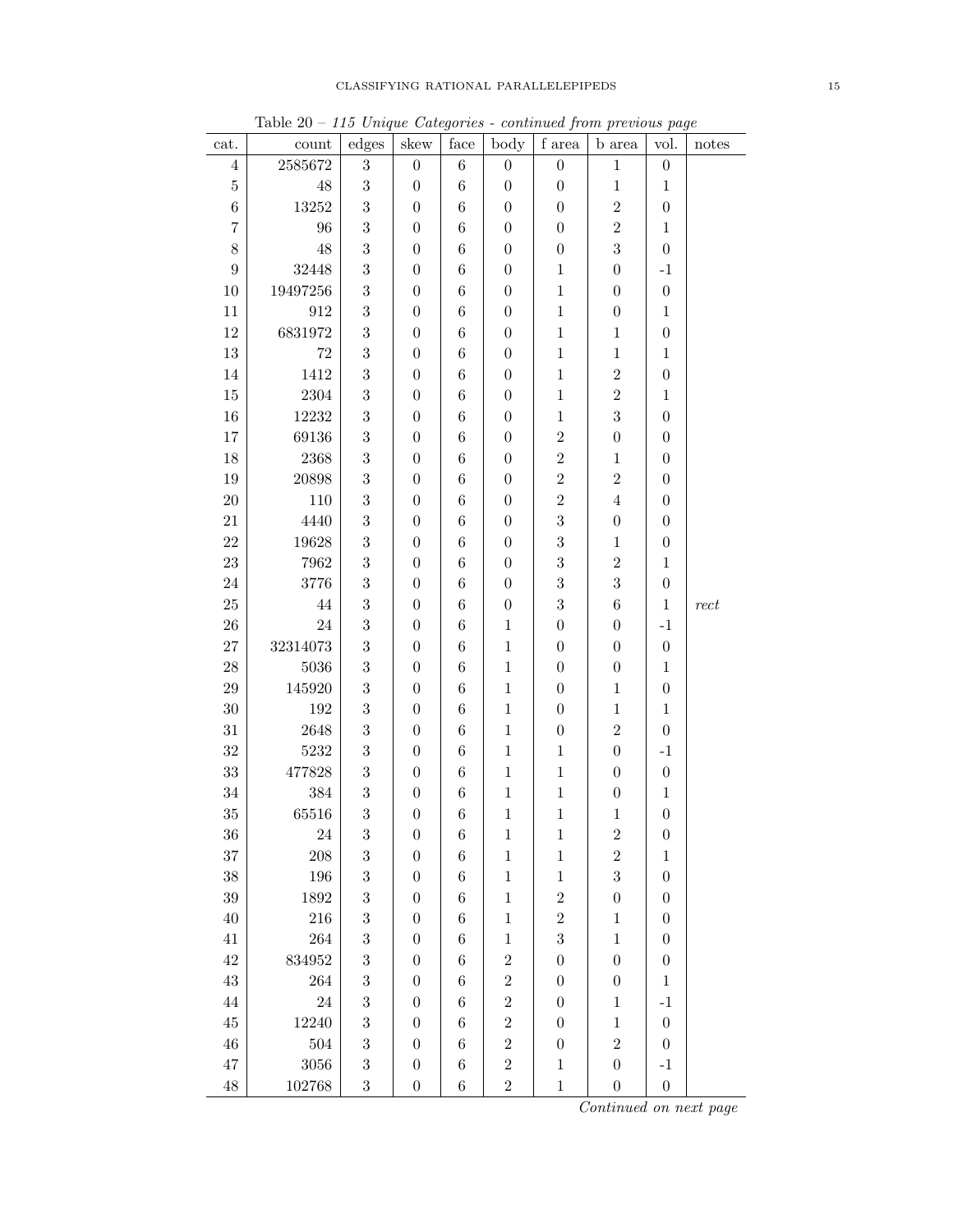Table 20 – *115 Unique Categories - continued from previous page*

| cat. | count | edges | skew | face | body | f area | b area | vol. | notes |
|---|---|---|---|---|---|---|---|---|---|
| 4 | 2585672 | 3 | 0 | 6 | 0 | 0 | 1 | 0 | |
| 5 | 48 | 3 | 0 | 6 | 0 | 0 | 1 | 1 | |
| 6 | 13252 | 3 | 0 | 6 | 0 | 0 | 2 | 0 | |
| 7 | 96 | 3 | 0 | 6 | 0 | 0 | 2 | 1 | |
| 8 | 48 | 3 | 0 | 6 | 0 | 0 | 3 | 0 | |
| 9 | 32448 | 3 | 0 | 6 | 0 | 1 | 0 | -1 | |
| 10 | 19497256 | 3 | 0 | 6 | 0 | 1 | 0 | 0 | |
| 11 | 912 | 3 | 0 | 6 | 0 | 1 | 0 | 1 | |
| 12 | 6831972 | 3 | 0 | 6 | 0 | 1 | 1 | 0 | |
| 13 | 72 | 3 | 0 | 6 | 0 | 1 | 1 | 1 | |
| 14 | 1412 | 3 | 0 | 6 | 0 | 1 | 2 | 0 | |
| 15 | 2304 | 3 | 0 | 6 | 0 | 1 | 2 | 1 | |
| 16 | 12232 | 3 | 0 | 6 | 0 | 1 | 3 | 0 | |
| 17 | 69136 | 3 | 0 | 6 | 0 | 2 | 0 | 0 | |
| 18 | 2368 | 3 | 0 | 6 | 0 | 2 | 1 | 0 | |
| 19 | 20898 | 3 | 0 | 6 | 0 | 2 | 2 | 0 | |
| 20 | 110 | 3 | 0 | 6 | 0 | 2 | 4 | 0 | |
| 21 | 4440 | 3 | 0 | 6 | 0 | 3 | 0 | 0 | |
| 22 | 19628 | 3 | 0 | 6 | 0 | 3 | 1 | 0 | |
| 23 | 7962 | 3 | 0 | 6 | 0 | 3 | 2 | 1 | |
| 24 | 3776 | 3 | 0 | 6 | 0 | 3 | 3 | 0 | |
| 25 | 44 | 3 | 0 | 6 | 0 | 3 | 6 | 1 | *rect* |
| 26 | 24 | 3 | 0 | 6 | 1 | 0 | 0 | -1 | |
| 27 | 32314073 | 3 | 0 | 6 | 1 | 0 | 0 | 0 | |
| 28 | 5036 | 3 | 0 | 6 | 1 | 0 | 0 | 1 | |
| 29 | 145920 | 3 | 0 | 6 | 1 | 0 | 1 | 0 | |
| 30 | 192 | 3 | 0 | 6 | 1 | 0 | 1 | 1 | |
| 31 | 2648 | 3 | 0 | 6 | 1 | 0 | 2 | 0 | |
| 32 | 5232 | 3 | 0 | 6 | 1 | 1 | 0 | -1 | |
| 33 | 477828 | 3 | 0 | 6 | 1 | 1 | 0 | 0 | |
| 34 | 384 | 3 | 0 | 6 | 1 | 1 | 0 | 1 | |
| 35 | 65516 | 3 | 0 | 6 | 1 | 1 | 1 | 0 | |
| 36 | 24 | 3 | 0 | 6 | 1 | 1 | 2 | 0 | |
| 37 | 208 | 3 | 0 | 6 | 1 | 1 | 2 | 1 | |
| 38 | 196 | 3 | 0 | 6 | 1 | 1 | 3 | 0 | |
| 39 | 1892 | 3 | 0 | 6 | 1 | 2 | 0 | 0 | |
| 40 | 216 | 3 | 0 | 6 | 1 | 2 | 1 | 0 | |
| 41 | 264 | 3 | 0 | 6 | 1 | 3 | 1 | 0 | |
| 42 | 834952 | 3 | 0 | 6 | 2 | 0 | 0 | 0 | |
| 43 | 264 | 3 | 0 | 6 | 2 | 0 | 0 | 1 | |
| 44 | 24 | 3 | 0 | 6 | 2 | 0 | 1 | -1 | |
| 45 | 12240 | 3 | 0 | 6 | 2 | 0 | 1 | 0 | |
| 46 | 504 | 3 | 0 | 6 | 2 | 0 | 2 | 0 | |
| 47 | 3056 | 3 | 0 | 6 | 2 | 1 | 0 | -1 | |
| 48 | 102768 | 3 | 0 | 6 | 2 | 1 | 0 | 0 | |

*Continued on next page*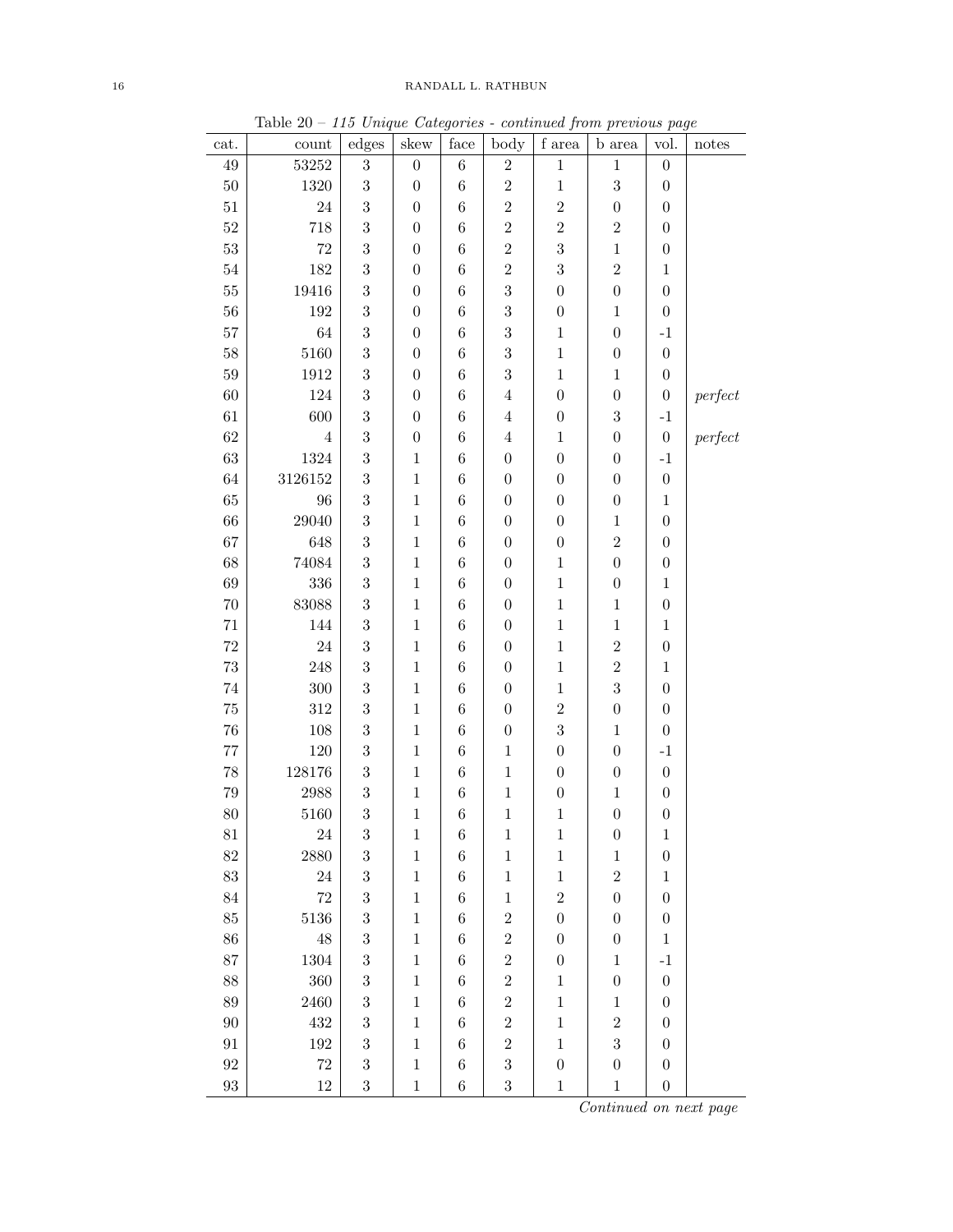Table 20 – *115 Unique Categories - continued from previous page*

| cat. | count | edges | skew | face | body | f area | b area | vol. | notes |
|---|---|---|---|---|---|---|---|---|---|
| 49 | 53252 | 3 | 0 | 6 | 2 | 1 | 1 | 0 | |
| 50 | 1320 | 3 | 0 | 6 | 2 | 1 | 3 | 0 | |
| 51 | 24 | 3 | 0 | 6 | 2 | 2 | 0 | 0 | |
| 52 | 718 | 3 | 0 | 6 | 2 | 2 | 2 | 0 | |
| 53 | 72 | 3 | 0 | 6 | 2 | 3 | 1 | 0 | |
| 54 | 182 | 3 | 0 | 6 | 2 | 3 | 2 | 1 | |
| 55 | 19416 | 3 | 0 | 6 | 3 | 0 | 0 | 0 | |
| 56 | 192 | 3 | 0 | 6 | 3 | 0 | 1 | 0 | |
| 57 | 64 | 3 | 0 | 6 | 3 | 1 | 0 | -1 | |
| 58 | 5160 | 3 | 0 | 6 | 3 | 1 | 0 | 0 | |
| 59 | 1912 | 3 | 0 | 6 | 3 | 1 | 1 | 0 | |
| 60 | 124 | 3 | 0 | 6 | 4 | 0 | 0 | 0 | *perfect* |
| 61 | 600 | 3 | 0 | 6 | 4 | 0 | 3 | -1 | |
| 62 | 4 | 3 | 0 | 6 | 4 | 1 | 0 | 0 | *perfect* |
| 63 | 1324 | 3 | 1 | 6 | 0 | 0 | 0 | -1 | |
| 64 | 3126152 | 3 | 1 | 6 | 0 | 0 | 0 | 0 | |
| 65 | 96 | 3 | 1 | 6 | 0 | 0 | 0 | 1 | |
| 66 | 29040 | 3 | 1 | 6 | 0 | 0 | 1 | 0 | |
| 67 | 648 | 3 | 1 | 6 | 0 | 0 | 2 | 0 | |
| 68 | 74084 | 3 | 1 | 6 | 0 | 1 | 0 | 0 | |
| 69 | 336 | 3 | 1 | 6 | 0 | 1 | 0 | 1 | |
| 70 | 83088 | 3 | 1 | 6 | 0 | 1 | 1 | 0 | |
| 71 | 144 | 3 | 1 | 6 | 0 | 1 | 1 | 1 | |
| 72 | 24 | 3 | 1 | 6 | 0 | 1 | 2 | 0 | |
| 73 | 248 | 3 | 1 | 6 | 0 | 1 | 2 | 1 | |
| 74 | 300 | 3 | 1 | 6 | 0 | 1 | 3 | 0 | |
| 75 | 312 | 3 | 1 | 6 | 0 | 2 | 0 | 0 | |
| 76 | 108 | 3 | 1 | 6 | 0 | 3 | 1 | 0 | |
| 77 | 120 | 3 | 1 | 6 | 1 | 0 | 0 | -1 | |
| 78 | 128176 | 3 | 1 | 6 | 1 | 0 | 0 | 0 | |
| 79 | 2988 | 3 | 1 | 6 | 1 | 0 | 1 | 0 | |
| 80 | 5160 | 3 | 1 | 6 | 1 | 1 | 0 | 0 | |
| 81 | 24 | 3 | 1 | 6 | 1 | 1 | 0 | 1 | |
| 82 | 2880 | 3 | 1 | 6 | 1 | 1 | 1 | 0 | |
| 83 | 24 | 3 | 1 | 6 | 1 | 1 | 2 | 1 | |
| 84 | 72 | 3 | 1 | 6 | 1 | 2 | 0 | 0 | |
| 85 | 5136 | 3 | 1 | 6 | 2 | 0 | 0 | 0 | |
| 86 | 48 | 3 | 1 | 6 | 2 | 0 | 0 | 1 | |
| 87 | 1304 | 3 | 1 | 6 | 2 | 0 | 1 | -1 | |
| 88 | 360 | 3 | 1 | 6 | 2 | 1 | 0 | 0 | |
| 89 | 2460 | 3 | 1 | 6 | 2 | 1 | 1 | 0 | |
| 90 | 432 | 3 | 1 | 6 | 2 | 1 | 2 | 0 | |
| 91 | 192 | 3 | 1 | 6 | 2 | 1 | 3 | 0 | |
| 92 | 72 | 3 | 1 | 6 | 3 | 0 | 0 | 0 | |
| 93 | 12 | 3 | 1 | 6 | 3 | 1 | 1 | 0 | |

*Continued on next page*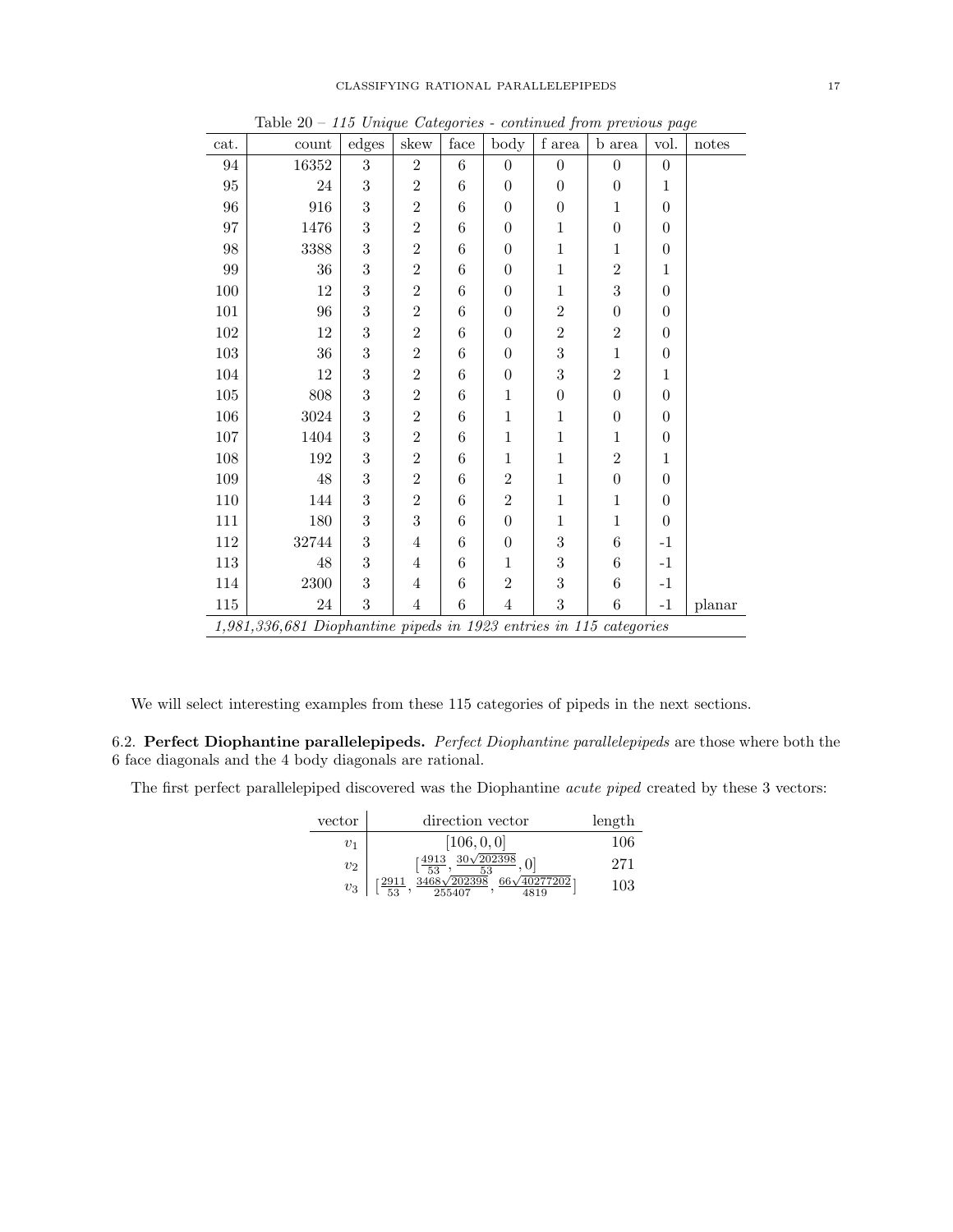Table 20 – *115 Unique Categories - continued from previous page*

| cat. | count | edges | skew | face | body | f area | b area | vol. | notes |
|---|---|---|---|---|---|---|---|---|---|
| 94 | 16352 | 3 | 2 | 6 | 0 | 0 | 0 | 0 | |
| 95 | 24 | 3 | 2 | 6 | 0 | 0 | 0 | 1 | |
| 96 | 916 | 3 | 2 | 6 | 0 | 0 | 1 | 0 | |
| 97 | 1476 | 3 | 2 | 6 | 0 | 1 | 0 | 0 | |
| 98 | 3388 | 3 | 2 | 6 | 0 | 1 | 1 | 0 | |
| 99 | 36 | 3 | 2 | 6 | 0 | 1 | 2 | 1 | |
| 100 | 12 | 3 | 2 | 6 | 0 | 1 | 3 | 0 | |
| 101 | 96 | 3 | 2 | 6 | 0 | 2 | 0 | 0 | |
| 102 | 12 | 3 | 2 | 6 | 0 | 2 | 2 | 0 | |
| 103 | 36 | 3 | 2 | 6 | 0 | 3 | 1 | 0 | |
| 104 | 12 | 3 | 2 | 6 | 0 | 3 | 2 | 1 | |
| 105 | 808 | 3 | 2 | 6 | 1 | 0 | 0 | 0 | |
| 106 | 3024 | 3 | 2 | 6 | 1 | 1 | 0 | 0 | |
| 107 | 1404 | 3 | 2 | 6 | 1 | 1 | 1 | 0 | |
| 108 | 192 | 3 | 2 | 6 | 1 | 1 | 2 | 1 | |
| 109 | 48 | 3 | 2 | 6 | 2 | 1 | 0 | 0 | |
| 110 | 144 | 3 | 2 | 6 | 2 | 1 | 1 | 0 | |
| 111 | 180 | 3 | 3 | 6 | 0 | 1 | 1 | 0 | |
| 112 | 32744 | 3 | 4 | 6 | 0 | 3 | 6 | -1 | |
| 113 | 48 | 3 | 4 | 6 | 1 | 3 | 6 | -1 | |
| 114 | 2300 | 3 | 4 | 6 | 2 | 3 | 6 | -1 | |
| 115 | 24 | 3 | 4 | 6 | 4 | 3 | 6 | -1 | planar |

*1,981,336,681 Diophantine pipeds in 1923 entries in 115 categories*

We will select interesting examples from these 115 categories of pipeds in the next sections.

### 6.2. Perfect Diophantine parallelepipeds.

*Perfect Diophantine parallelepipeds* are those where both the 6 face diagonals and the 4 body diagonals are rational.

The first perfect parallelepiped discovered was the Diophantine *acute piped* created by these 3 vectors:

| vector | direction vector | length |
|---|---|---|
| $v_1$ | $[106, 0, 0]$ | 106 |
| $v_2$ | $[\frac{4913}{53}, \frac{30\sqrt{202398}}{53}, 0]$ | 271 |
| $v_3$ | $[\frac{2911}{53}, \frac{3468\sqrt{202398}}{255407}, \frac{66\sqrt{40277202}}{4819}]$ | 103 |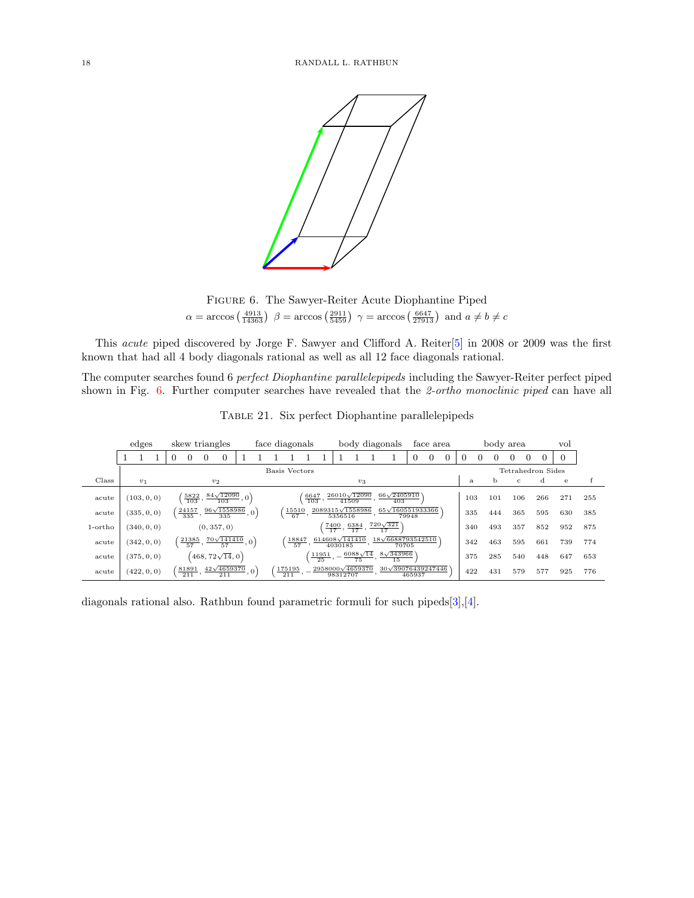FIGURE 6. The Sawyer-Reiter Acute Diophantine Piped
$\alpha = \arccos\left(\frac{4913}{14363}\right)$ $\beta = \arccos\left(\frac{2911}{5459}\right)$ $\gamma = \arccos\left(\frac{6647}{27913}\right)$ and $a \neq b \neq c$

This *acute* piped discovered by Jorge F. Sawyer and Clifford A. Reiter[5] in 2008 or 2009 was the first known that had all 4 body diagonals rational as well as all 12 face diagonals rational.

The computer searches found 6 *perfect Diophantine parallelepipeds* including the Sawyer-Reiter perfect piped shown in Fig. 6. Further computer searches have revealed that the *2-ortho monoclinic piped* can have all diagonals rational also. Rathbun found parametric formuli for such pipeds[3],[4].

TABLE 21. Six perfect Diophantine parallelepipeds

| edges | skew triangles | face diagonals | body diagonals | face area | body area | vol |
|---|---|---|---|---|---|---|
| 1 1 1 | 0 0 0 0 | 1 1 1 1 1 1 | 1 1 1 1 | 0 0 0 | 0 0 0 0 0 0 | 0 |

| Class | $v_1$ | $v_2$ | $v_3$ | a | b | c | d | e | f |
|---|---|---|---|---|---|---|---|---|---|
| | Basis Vectors | | | Tetrahedron Sides | | | | | |
| acute | $(103,0,0)$ | $\left(\frac{5822}{103}, \frac{84\sqrt{12090}}{103}, 0\right)$ | $\left(\frac{6647}{103}, \frac{26010\sqrt{12090}}{41509}, \frac{66\sqrt{2405910}}{403}\right)$ | 103 | 101 | 106 | 266 | 271 | 255 |
| acute | $(335,0,0)$ | $\left(\frac{24157}{335}, \frac{96\sqrt{1558986}}{335}, 0\right)$ | $\left(\frac{15510}{67}, \frac{2089315\sqrt{1558986}}{5356516}, \frac{65\sqrt{160551933366}}{79948}\right)$ | 335 | 444 | 365 | 595 | 630 | 385 |
| 1-ortho | $(340,0,0)$ | $(0,357,0)$ | $\left(\frac{7400}{17}, \frac{6384}{17}, \frac{720\sqrt{321}}{17}\right)$ | 340 | 493 | 357 | 852 | 952 | 875 |
| acute | $(342,0,0)$ | $\left(\frac{21385}{57}, \frac{70\sqrt{141410}}{57}, 0\right)$ | $\left(\frac{18847}{57}, \frac{614608\sqrt{141410}}{4030185}, \frac{18\sqrt{6688793542510}}{70705}\right)$ | 342 | 463 | 595 | 661 | 739 | 774 |
| acute | $(375,0,0)$ | $\left(468, 72\sqrt{14}, 0\right)$ | $\left(\frac{11951}{25}, -\frac{6088\sqrt{14}}{75}, \frac{8\sqrt{343966}}{15}\right)$ | 375 | 285 | 540 | 448 | 647 | 653 |
| acute | $(422,0,0)$ | $\left(\frac{81891}{211}, \frac{42\sqrt{4659370}}{211}, 0\right)$ | $\left(\frac{175195}{211}, -\frac{2958000\sqrt{4659370}}{98312707}, \frac{30\sqrt{39076439247446}}{465937}\right)$ | 422 | 431 | 579 | 577 | 925 | 776 |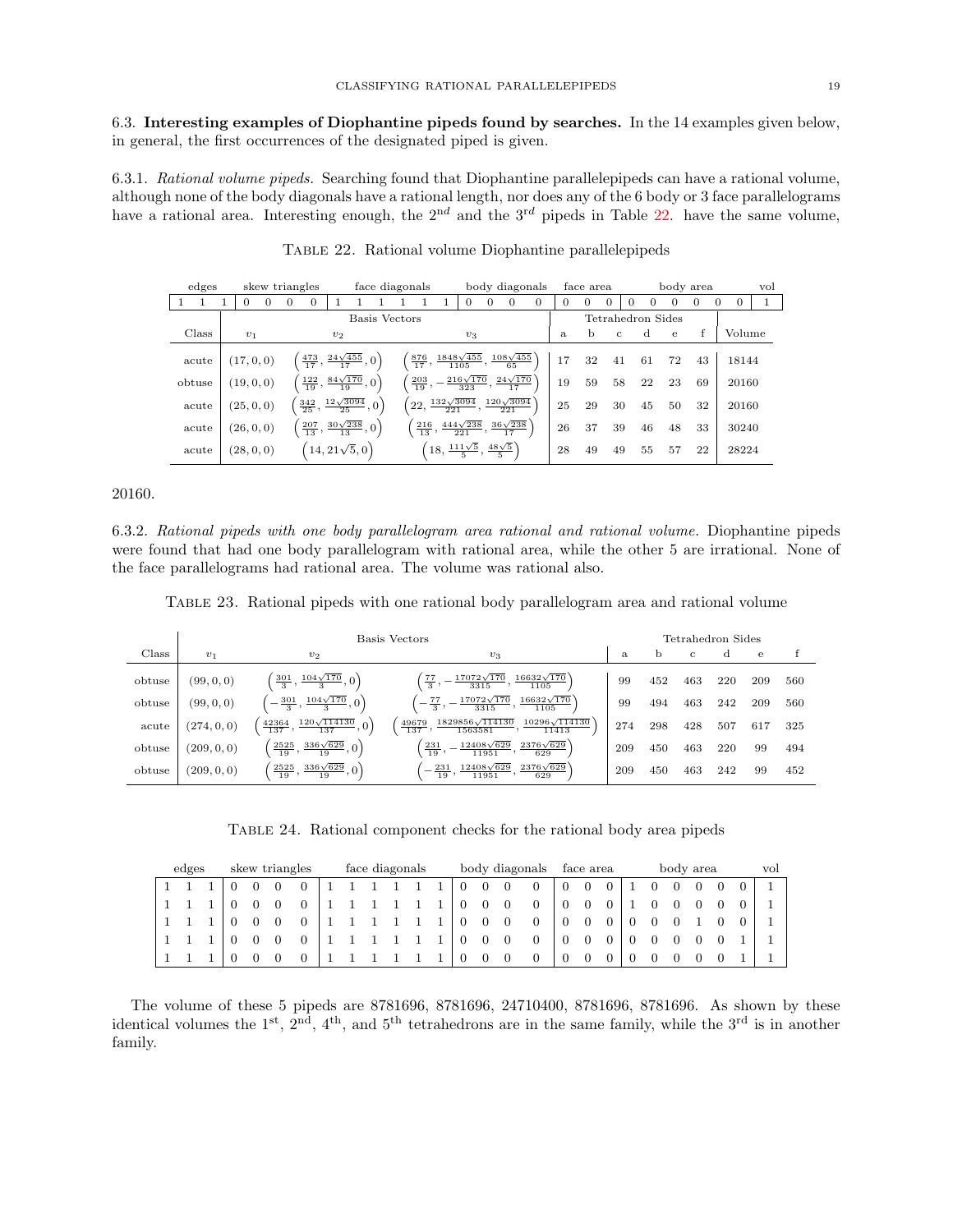6.3. **Interesting examples of Diophantine pipeds found by searches.** In the 14 examples given below, in general, the first occurrences of the designated piped is given.

6.3.1. *Rational volume pipeds.* Searching found that Diophantine parallelepipeds can have a rational volume, although none of the body diagonals have a rational length, nor does any of the 6 body or 3 face parallelograms have a rational area. Interesting enough, the $2^{nd}$ and the $3^{rd}$ pipeds in Table 22. have the same volume, 20160.

Table 22. Rational volume Diophantine parallelepipeds

| edges | | | skew triangles | | | | face diagonals | | | | | | body diagonals | | | | face area | | | body area | | | | | | vol |
|---|---|---|---|---|---|---|---|---|---|---|---|---|---|---|---|---|---|---|---|---|---|---|---|---|---|---|
| 1 | 1 | 1 | 0 | 0 | 0 | 0 | 1 | 1 | 1 | 1 | 1 | 1 | 0 | 0 | 0 | 0 | 0 | 0 | 0 | 0 | 0 | 0 | 0 | 0 | 0 | 1 |

| Class | $v_1$ | $v_2$ | $v_3$ | a | b | c | d | e | f | Volume |
|---|---|---|---|---|---|---|---|---|---|---|
| acute | $(17,0,0)$ | $\left(\frac{473}{17}, \frac{24\sqrt{455}}{17}, 0\right)$ | $\left(\frac{876}{17}, \frac{1848\sqrt{455}}{1105}, \frac{108\sqrt{455}}{65}\right)$ | 17 | 32 | 41 | 61 | 72 | 43 | 18144 |
| obtuse | $(19,0,0)$ | $\left(\frac{122}{19}, \frac{84\sqrt{170}}{19}, 0\right)$ | $\left(\frac{203}{19}, -\frac{216\sqrt{170}}{323}, \frac{24\sqrt{170}}{17}\right)$ | 19 | 59 | 58 | 22 | 23 | 69 | 20160 |
| acute | $(25,0,0)$ | $\left(\frac{342}{25}, \frac{12\sqrt{3094}}{25}, 0\right)$ | $\left(22, \frac{132\sqrt{3094}}{221}, \frac{120\sqrt{3094}}{221}\right)$ | 25 | 29 | 30 | 45 | 50 | 32 | 20160 |
| acute | $(26,0,0)$ | $\left(\frac{207}{13}, \frac{30\sqrt{238}}{13}, 0\right)$ | $\left(\frac{216}{13}, \frac{444\sqrt{238}}{221}, \frac{36\sqrt{238}}{17}\right)$ | 26 | 37 | 39 | 46 | 48 | 33 | 30240 |
| acute | $(28,0,0)$ | $\left(14, 21\sqrt{5}, 0\right)$ | $\left(18, \frac{111\sqrt{5}}{5}, \frac{48\sqrt{5}}{5}\right)$ | 28 | 49 | 49 | 55 | 57 | 22 | 28224 |

6.3.2. *Rational pipeds with one body parallelogram area rational and rational volume.* Diophantine pipeds were found that had one body parallelogram with rational area, while the other 5 are irrational. None of the face parallelograms had rational area. The volume was rational also.

Table 23. Rational pipeds with one rational body parallelogram area and rational volume

| Class | $v_1$ | $v_2$ | $v_3$ | a | b | c | d | e | f |
|---|---|---|---|---|---|---|---|---|---|
| obtuse | $(99,0,0)$ | $\left(\frac{301}{3}, \frac{104\sqrt{170}}{3}, 0\right)$ | $\left(\frac{77}{3}, -\frac{17072\sqrt{170}}{3315}, \frac{16632\sqrt{170}}{1105}\right)$ | 99 | 452 | 463 | 220 | 209 | 560 |
| obtuse | $(99,0,0)$ | $\left(-\frac{301}{3}, \frac{104\sqrt{170}}{3}, 0\right)$ | $\left(-\frac{77}{3}, -\frac{17072\sqrt{170}}{3315}, \frac{16632\sqrt{170}}{1105}\right)$ | 99 | 494 | 463 | 242 | 209 | 560 |
| acute | $(274,0,0)$ | $\left(\frac{42364}{137}, \frac{120\sqrt{114130}}{137}, 0\right)$ | $\left(\frac{49679}{137}, \frac{1829856\sqrt{114130}}{1563581}, \frac{10296\sqrt{114130}}{11413}\right)$ | 274 | 298 | 428 | 507 | 617 | 325 |
| obtuse | $(209,0,0)$ | $\left(\frac{2525}{19}, \frac{336\sqrt{629}}{19}, 0\right)$ | $\left(\frac{231}{19}, -\frac{12408\sqrt{629}}{11951}, \frac{2376\sqrt{629}}{629}\right)$ | 209 | 450 | 463 | 220 | 99 | 494 |
| obtuse | $(209,0,0)$ | $\left(\frac{2525}{19}, \frac{336\sqrt{629}}{19}, 0\right)$ | $\left(-\frac{231}{19}, \frac{12408\sqrt{629}}{11951}, \frac{2376\sqrt{629}}{629}\right)$ | 209 | 450 | 463 | 242 | 99 | 452 |

Table 24. Rational component checks for the rational body area pipeds

| edges | | | skew triangles | | | | face diagonals | | | | | | body diagonals | | | | face area | | | body area | | | | | | vol |
|---|---|---|---|---|---|---|---|---|---|---|---|---|---|---|---|---|---|---|---|---|---|---|---|---|---|---|
| 1 | 1 | 1 | 0 | 0 | 0 | 0 | 1 | 1 | 1 | 1 | 1 | 1 | 0 | 0 | 0 | 0 | 0 | 0 | 0 | 1 | 0 | 0 | 0 | 0 | 0 | 1 |
| 1 | 1 | 1 | 0 | 0 | 0 | 0 | 1 | 1 | 1 | 1 | 1 | 1 | 0 | 0 | 0 | 0 | 0 | 0 | 0 | 1 | 0 | 0 | 0 | 0 | 0 | 1 |
| 1 | 1 | 1 | 0 | 0 | 0 | 0 | 1 | 1 | 1 | 1 | 1 | 1 | 0 | 0 | 0 | 0 | 0 | 0 | 0 | 0 | 0 | 0 | 1 | 0 | 0 | 1 |
| 1 | 1 | 1 | 0 | 0 | 0 | 0 | 1 | 1 | 1 | 1 | 1 | 1 | 0 | 0 | 0 | 0 | 0 | 0 | 0 | 0 | 0 | 0 | 0 | 0 | 1 | 1 |
| 1 | 1 | 1 | 0 | 0 | 0 | 0 | 1 | 1 | 1 | 1 | 1 | 1 | 0 | 0 | 0 | 0 | 0 | 0 | 0 | 0 | 0 | 0 | 0 | 0 | 1 | 1 |

The volume of these 5 pipeds are 8781696, 8781696, 24710400, 8781696, 8781696. As shown by these identical volumes the $1^{st}$, $2^{nd}$, $4^{th}$, and $5^{th}$ tetrahedrons are in the same family, while the $3^{rd}$ is in another family.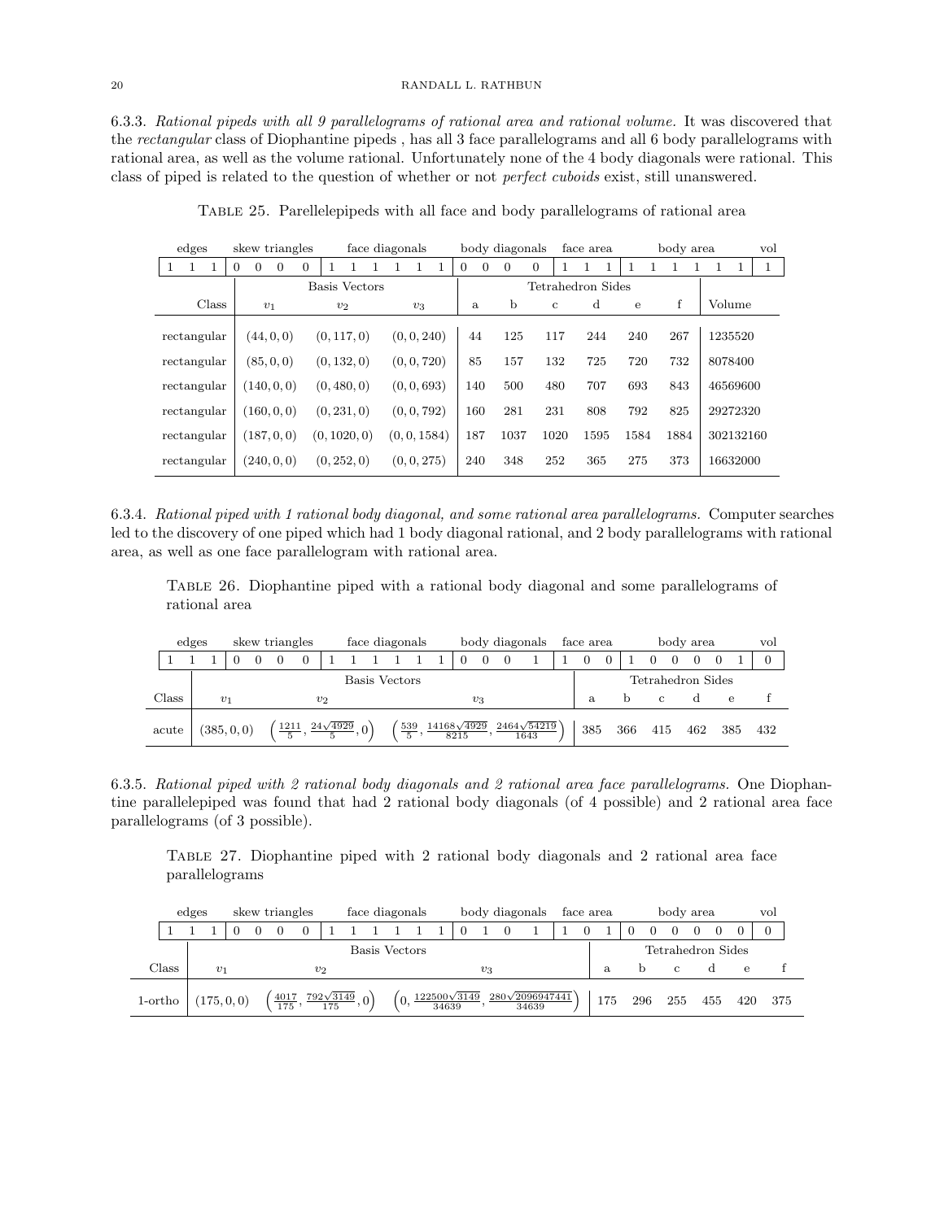6.3.3. *Rational pipeds with all 9 parallelograms of rational area and rational volume.* It was discovered that the *rectangular* class of Diophantine pipeds , has all 3 face parallelograms and all 6 body parallelograms with rational area, as well as the volume rational. Unfortunately none of the 4 body diagonals were rational. This class of piped is related to the question of whether or not *perfect cuboids* exist, still unanswered.

TABLE 25. Parellelepipeds with all face and body parallelograms of rational area

| edges | | | skew triangles | | | | face diagonals | | | | | | body diagonals | | | | face area | | | body area | | | | | | vol |
|---|---|---|---|---|---|---|---|---|---|---|---|---|---|---|---|---|---|---|---|---|---|---|---|---|---|---|
| 1 | 1 | 1 | 0 | 0 | 0 | 0 | 1 | 1 | 1 | 1 | 1 | 1 | 0 | 0 | 0 | 0 | 1 | 1 | 1 | 1 | 1 | 1 | 1 | 1 | 1 | 1 |

| Class | Basis Vectors $v_1$ | $v_2$ | $v_3$ | Tetrahedron Sides a | b | c | d | e | f | Volume |
|---|---|---|---|---|---|---|---|---|---|---|
| rectangular | $(44, 0, 0)$ | $(0, 117, 0)$ | $(0, 0, 240)$ | 44 | 125 | 117 | 244 | 240 | 267 | 1235520 |
| rectangular | $(85, 0, 0)$ | $(0, 132, 0)$ | $(0, 0, 720)$ | 85 | 157 | 132 | 725 | 720 | 732 | 8078400 |
| rectangular | $(140, 0, 0)$ | $(0, 480, 0)$ | $(0, 0, 693)$ | 140 | 500 | 480 | 707 | 693 | 843 | 46569600 |
| rectangular | $(160, 0, 0)$ | $(0, 231, 0)$ | $(0, 0, 792)$ | 160 | 281 | 231 | 808 | 792 | 825 | 29272320 |
| rectangular | $(187, 0, 0)$ | $(0, 1020, 0)$ | $(0, 0, 1584)$ | 187 | 1037 | 1020 | 1595 | 1584 | 1884 | 302132160 |
| rectangular | $(240, 0, 0)$ | $(0, 252, 0)$ | $(0, 0, 275)$ | 240 | 348 | 252 | 365 | 275 | 373 | 16632000 |

6.3.4. *Rational piped with 1 rational body diagonal, and some rational area parallelograms.* Computer searches led to the discovery of one piped which had 1 body diagonal rational, and 2 body parallelograms with rational area, as well as one face parallelogram with rational area.

TABLE 26. Diophantine piped with a rational body diagonal and some parallelograms of rational area

| edges | | | skew triangles | | | | face diagonals | | | | | | body diagonals | | | | face area | | | body area | | | | | | vol |
|---|---|---|---|---|---|---|---|---|---|---|---|---|---|---|---|---|---|---|---|---|---|---|---|---|---|---|
| 1 | 1 | 1 | 0 | 0 | 0 | 0 | 1 | 1 | 1 | 1 | 1 | 1 | 0 | 0 | 0 | 1 | 1 | 0 | 0 | 1 | 0 | 0 | 0 | 0 | 1 | 0 |

| Class | Basis Vectors $v_1$ | $v_2$ | $v_3$ | Tetrahedron Sides a | b | c | d | e | f |
|---|---|---|---|---|---|---|---|---|---|
| acute | $(385, 0, 0)$ | $\left(\frac{1211}{5}, \frac{24\sqrt{4929}}{5}, 0\right)$ | $\left(\frac{539}{5}, \frac{14168\sqrt{4929}}{8215}, \frac{2464\sqrt{54219}}{1643}\right)$ | 385 | 366 | 415 | 462 | 385 | 432 |

6.3.5. *Rational piped with 2 rational body diagonals and 2 rational area face parallelograms.* One Diophantine parallelepiped was found that had 2 rational body diagonals (of 4 possible) and 2 rational area face parallelograms (of 3 possible).

TABLE 27. Diophantine piped with 2 rational body diagonals and 2 rational area face parallelograms

| edges | | | skew triangles | | | | face diagonals | | | | | | body diagonals | | | | face area | | | body area | | | | | | vol |
|---|---|---|---|---|---|---|---|---|---|---|---|---|---|---|---|---|---|---|---|---|---|---|---|---|---|---|
| 1 | 1 | 1 | 0 | 0 | 0 | 0 | 1 | 1 | 1 | 1 | 1 | 1 | 0 | 1 | 0 | 1 | 1 | 0 | 1 | 0 | 0 | 0 | 0 | 0 | 0 | 0 |

| Class | Basis Vectors $v_1$ | $v_2$ | $v_3$ | Tetrahedron Sides a | b | c | d | e | f |
|---|---|---|---|---|---|---|---|---|---|
| 1-ortho | $(175, 0, 0)$ | $\left(\frac{4017}{175}, \frac{792\sqrt{3149}}{175}, 0\right)$ | $\left(0, \frac{122500\sqrt{3149}}{34639}, \frac{280\sqrt{2096947441}}{34639}\right)$ | 175 | 296 | 255 | 455 | 420 | 375 |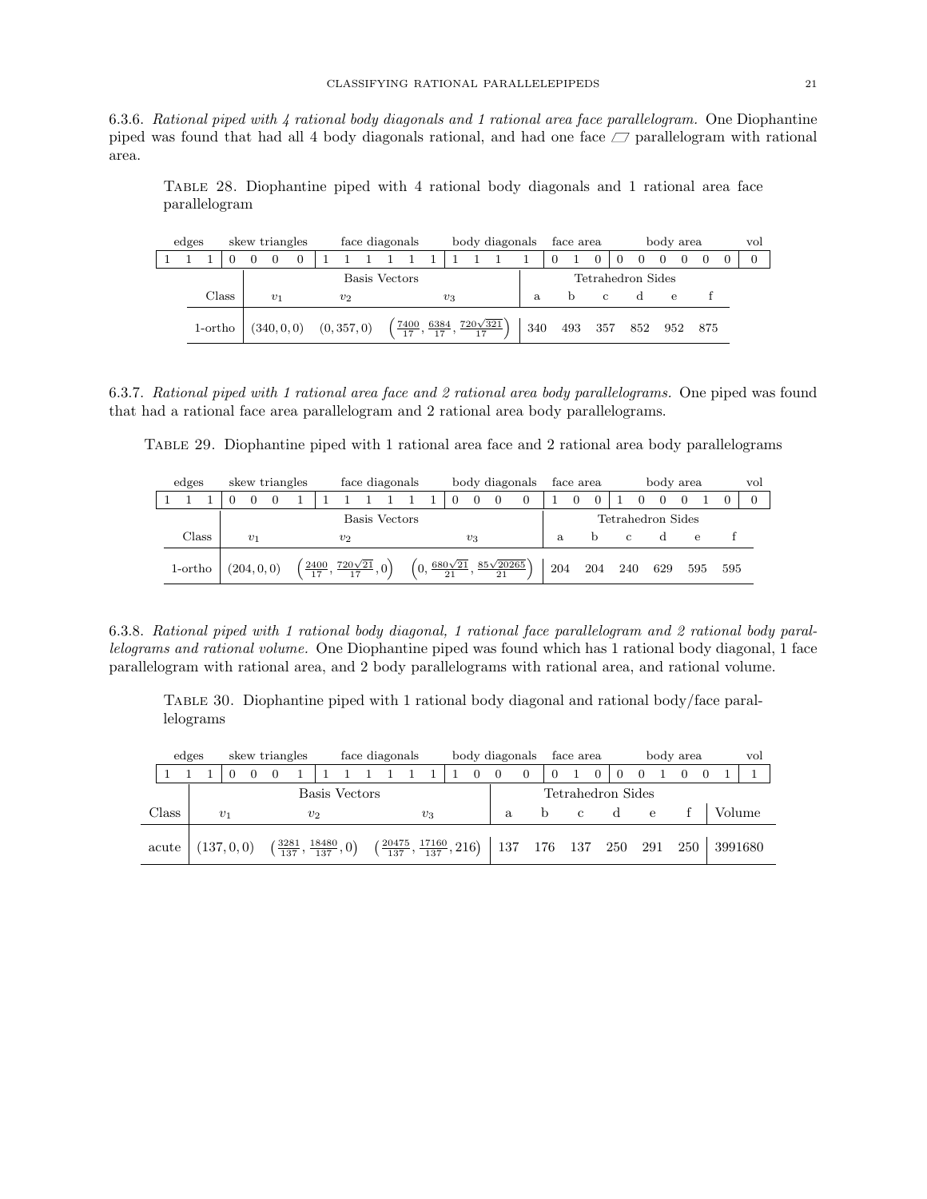6.3.6. *Rational piped with 4 rational body diagonals and 1 rational area face parallelogram.* One Diophantine piped was found that had all 4 body diagonals rational, and had one face ▱ parallelogram with rational area.

TABLE 28. Diophantine piped with 4 rational body diagonals and 1 rational area face parallelogram

| edges | | | skew triangles | | | | face diagonals | | | | | | body diagonals | | | | face area | | | body area | | | | | | vol |
|---|---|---|---|---|---|---|---|---|---|---|---|---|---|---|---|---|---|---|---|---|---|---|---|---|---|---|
| 1 | 1 | 1 | 0 | 0 | 0 | 0 | 1 | 1 | 1 | 1 | 1 | 1 | 1 | 1 | 1 | 1 | 0 | 1 | 0 | 0 | 0 | 0 | 0 | 0 | 0 | 0 |

| Class | $v_1$ | $v_2$ | $v_3$ | a | b | c | d | e | f |
|---|---|---|---|---|---|---|---|---|---|
| | Basis Vectors | | | Tetrahedron Sides | | | | | |
| 1-ortho | $(340, 0, 0)$ | $(0, 357, 0)$ | $\left(\frac{7400}{17}, \frac{6384}{17}, \frac{720\sqrt{321}}{17}\right)$ | 340 | 493 | 357 | 852 | 952 | 875 |

6.3.7. *Rational piped with 1 rational area face and 2 rational area body parallelograms.* One piped was found that had a rational face area parallelogram and 2 rational area body parallelograms.

TABLE 29. Diophantine piped with 1 rational area face and 2 rational area body parallelograms

| edges | | | skew triangles | | | | face diagonals | | | | | | body diagonals | | | | face area | | | body area | | | | | | vol |
|---|---|---|---|---|---|---|---|---|---|---|---|---|---|---|---|---|---|---|---|---|---|---|---|---|---|---|
| 1 | 1 | 1 | 0 | 0 | 0 | 1 | 1 | 1 | 1 | 1 | 1 | 1 | 0 | 0 | 0 | 0 | 1 | 0 | 0 | 1 | 0 | 0 | 0 | 1 | 0 | 0 |

| Class | $v_1$ | $v_2$ | $v_3$ | a | b | c | d | e | f |
|---|---|---|---|---|---|---|---|---|---|
| | Basis Vectors | | | Tetrahedron Sides | | | | | |
| 1-ortho | $(204, 0, 0)$ | $\left(\frac{2400}{17}, \frac{720\sqrt{21}}{17}, 0\right)$ | $\left(0, \frac{680\sqrt{21}}{21}, \frac{85\sqrt{20265}}{21}\right)$ | 204 | 204 | 240 | 629 | 595 | 595 |

6.3.8. *Rational piped with 1 rational body diagonal, 1 rational face parallelogram and 2 rational body parallelograms and rational volume.* One Diophantine piped was found which has 1 rational body diagonal, 1 face parallelogram with rational area, and 2 body parallelograms with rational area, and rational volume.

TABLE 30. Diophantine piped with 1 rational body diagonal and rational body/face parallelograms

| edges | | | skew triangles | | | | face diagonals | | | | | | body diagonals | | | | face area | | | body area | | | | | | vol |
|---|---|---|---|---|---|---|---|---|---|---|---|---|---|---|---|---|---|---|---|---|---|---|---|---|---|---|
| 1 | 1 | 1 | 0 | 0 | 0 | 1 | 1 | 1 | 1 | 1 | 1 | 1 | 1 | 0 | 0 | 0 | 0 | 1 | 0 | 0 | 0 | 1 | 0 | 0 | 1 | 1 |

| Class | $v_1$ | $v_2$ | $v_3$ | a | b | c | d | e | f | Volume |
|---|---|---|---|---|---|---|---|---|---|---|
| | Basis Vectors | | | Tetrahedron Sides | | | | | | |
| acute | $(137, 0, 0)$ | $\left(\frac{3281}{137}, \frac{18480}{137}, 0\right)$ | $\left(\frac{20475}{137}, \frac{17160}{137}, 216\right)$ | 137 | 176 | 137 | 250 | 291 | 250 | 3991680 |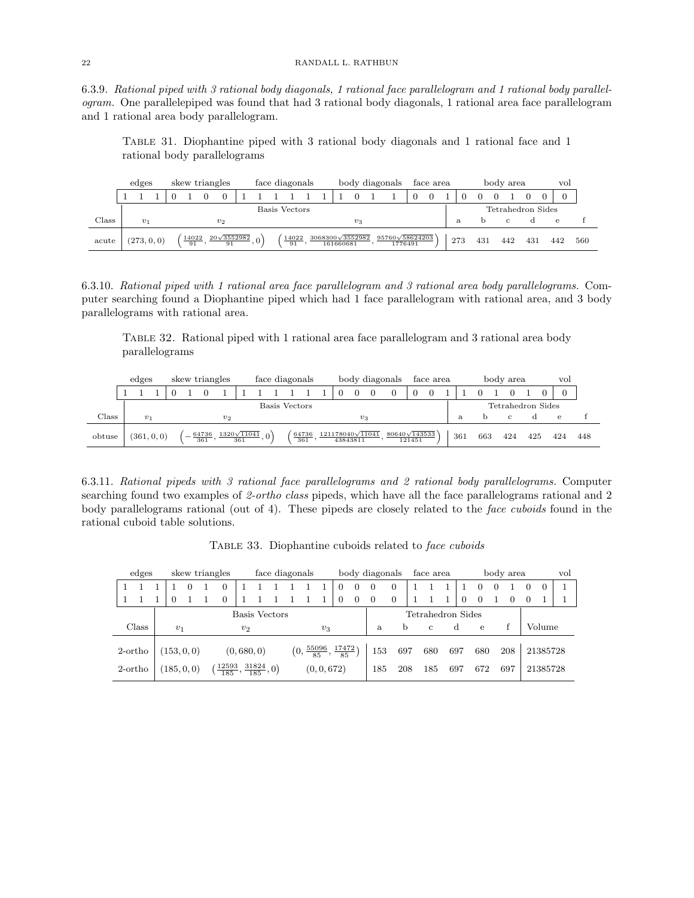6.3.9. *Rational piped with 3 rational body diagonals, 1 rational face parallelogram and 1 rational body parallelogram.* One parallelepiped was found that had 3 rational body diagonals, 1 rational area face parallelogram and 1 rational area body parallelogram.

Table 31. Diophantine piped with 3 rational body diagonals and 1 rational face and 1 rational body parallelograms

| | edges | skew triangles | face diagonals | body diagonals | face area | body area | vol |
|---|---|---|---|---|---|---|---|
| | 1 1 1 | 0 1 0 0 | 1 1 1 1 1 1 | 1 0 1 1 | 0 0 1 | 0 0 0 1 0 0 | 0 |

| Class | $v_1$ | $v_2$ | $v_3$ | a | b | c | d | e | f |
|---|---|---|---|---|---|---|---|---|---|
| acute | $(273, 0, 0)$ | $\left(\frac{14022}{91}, \frac{20\sqrt{3552982}}{91}, 0\right)$ | $\left(\frac{14022}{91}, \frac{3068300\sqrt{3552982}}{161660681}, \frac{95760\sqrt{58624203}}{1776491}\right)$ | 273 | 431 | 442 | 431 | 442 | 560 |

(Basis Vectors: $v_1$, $v_2$, $v_3$; Tetrahedron Sides: a–f)

6.3.10. *Rational piped with 1 rational area face parallelogram and 3 rational area body parallelograms.* Computer searching found a Diophantine piped which had 1 face parallelogram with rational area, and 3 body parallelograms with rational area.

Table 32. Rational piped with 1 rational area face parallelogram and 3 rational area body parallelograms

| | edges | skew triangles | face diagonals | body diagonals | face area | body area | vol |
|---|---|---|---|---|---|---|---|
| | 1 1 1 | 0 1 0 1 | 1 1 1 1 1 1 | 0 0 0 0 | 0 0 1 | 1 0 1 0 1 0 | 0 |

| Class | $v_1$ | $v_2$ | $v_3$ | a | b | c | d | e | f |
|---|---|---|---|---|---|---|---|---|---|
| obtuse | $(361, 0, 0)$ | $\left(-\frac{64736}{361}, \frac{1320\sqrt{11041}}{361}, 0\right)$ | $\left(\frac{64736}{361}, \frac{121178040\sqrt{11041}}{43843811}, \frac{80640\sqrt{143533}}{121451}\right)$ | 361 | 663 | 424 | 425 | 424 | 448 |

(Basis Vectors: $v_1$, $v_2$, $v_3$; Tetrahedron Sides: a–f)

6.3.11. *Rational pipeds with 3 rational face parallelograms and 2 rational body parallelograms.* Computer searching found two examples of *2-ortho class* pipeds, which have all the face parallelograms rational and 2 body parallelograms rational (out of 4). These pipeds are closely related to the *face cuboids* found in the rational cuboid table solutions.

Table 33. Diophantine cuboids related to *face cuboids*

| edges | skew triangles | face diagonals | body diagonals | face area | body area | vol |
|---|---|---|---|---|---|---|
| 1 1 1 | 1 0 1 0 | 1 1 1 1 1 1 | 0 0 0 0 | 1 1 1 | 1 0 0 1 0 0 | 1 |
| 1 1 1 | 0 1 1 0 | 1 1 1 1 1 1 | 0 0 0 0 | 1 1 1 | 0 0 1 0 0 1 | 1 |

| Class | $v_1$ | $v_2$ | $v_3$ | a | b | c | d | e | f | Volume |
|---|---|---|---|---|---|---|---|---|---|---|
| 2-ortho | $(153, 0, 0)$ | $(0, 680, 0)$ | $\left(0, \frac{55096}{85}, \frac{17472}{85}\right)$ | 153 | 697 | 680 | 697 | 680 | 208 | 21385728 |
| 2-ortho | $(185, 0, 0)$ | $\left(\frac{12593}{185}, \frac{31824}{185}, 0\right)$ | $(0, 0, 672)$ | 185 | 208 | 185 | 697 | 672 | 697 | 21385728 |

(Basis Vectors: $v_1$, $v_2$, $v_3$; Tetrahedron Sides: a–f)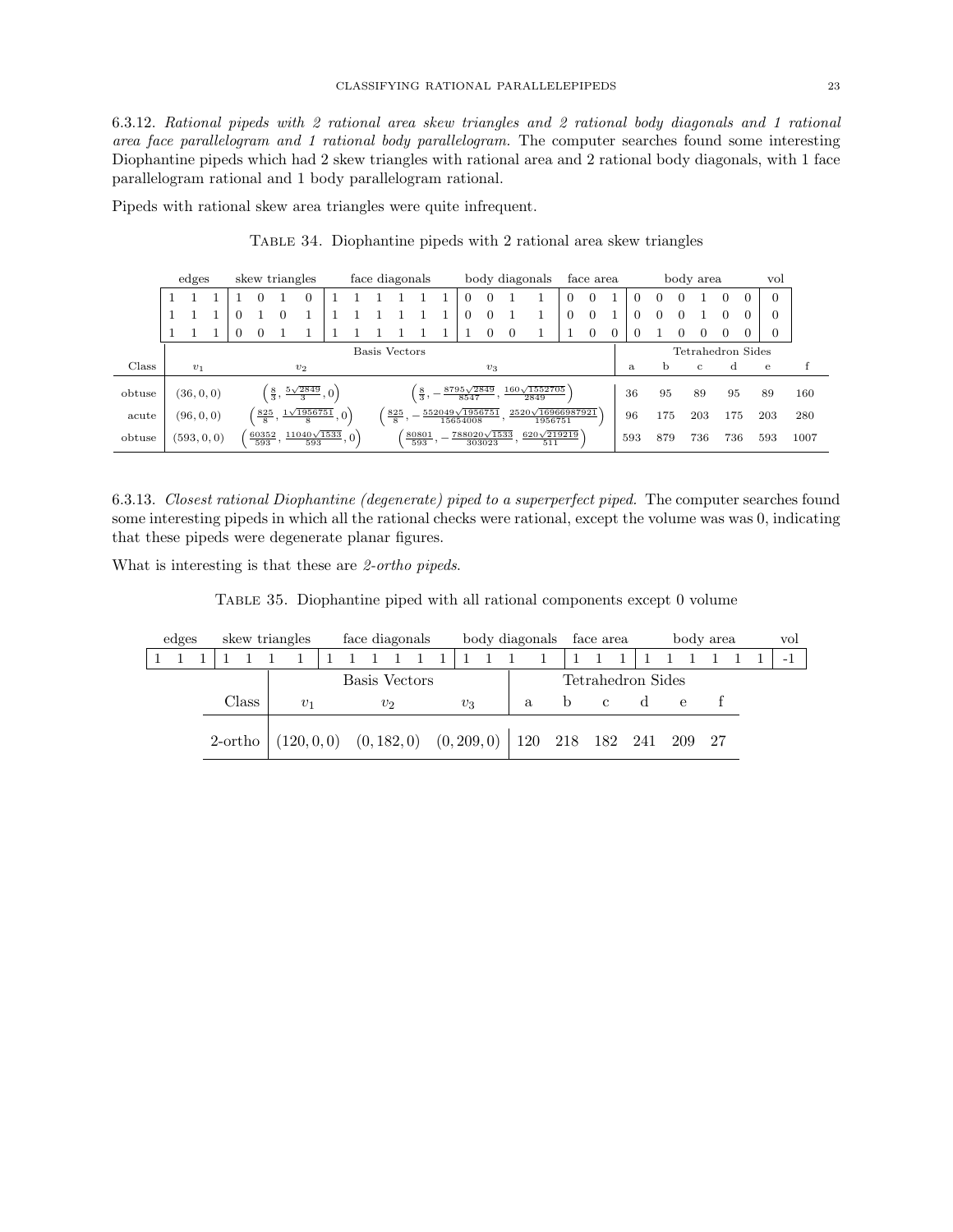6.3.12. *Rational pipeds with 2 rational area skew triangles and 2 rational body diagonals and 1 rational area face parallelogram and 1 rational body parallelogram.* The computer searches found some interesting Diophantine pipeds which had 2 skew triangles with rational area and 2 rational body diagonals, with 1 face parallelogram rational and 1 body parallelogram rational.

Pipeds with rational skew area triangles were quite infrequent.

TABLE 34. Diophantine pipeds with 2 rational area skew triangles

| edges | | | skew triangles | | | | face diagonals | | | | | | body diagonals | | | | face area | | | body area | | | | | | vol |
|---|---|---|---|---|---|---|---|---|---|---|---|---|---|---|---|---|---|---|---|---|---|---|---|---|---|---|
| 1 | 1 | 1 | 1 | 0 | 1 | 0 | 1 | 1 | 1 | 1 | 1 | 1 | 0 | 0 | 1 | 1 | 0 | 0 | 1 | 0 | 0 | 0 | 1 | 0 | 0 | 0 |
| 1 | 1 | 1 | 0 | 1 | 0 | 1 | 1 | 1 | 1 | 1 | 1 | 1 | 0 | 0 | 1 | 1 | 0 | 0 | 1 | 0 | 0 | 0 | 1 | 0 | 0 | 0 |
| 1 | 1 | 1 | 0 | 0 | 1 | 1 | 1 | 1 | 1 | 1 | 1 | 1 | 1 | 0 | 0 | 1 | 1 | 0 | 0 | 0 | 1 | 0 | 0 | 0 | 0 | 0 |

| Class | $v_1$ | $v_2$ | $v_3$ | a | b | c | d | e | f |
|---|---|---|---|---|---|---|---|---|---|
| obtuse | $(36,0,0)$ | $\left(\frac{8}{3},\frac{5\sqrt{2849}}{3},0\right)$ | $\left(\frac{8}{3},-\frac{8795\sqrt{2849}}{8547},\frac{160\sqrt{1552705}}{2849}\right)$ | 36 | 95 | 89 | 95 | 89 | 160 |
| acute | $(96,0,0)$ | $\left(\frac{825}{8},\frac{1\sqrt{1956751}}{8},0\right)$ | $\left(\frac{825}{8},-\frac{552049\sqrt{1956751}}{15654008},\frac{2520\sqrt{16966987921}}{1956751}\right)$ | 96 | 175 | 203 | 175 | 203 | 280 |
| obtuse | $(593,0,0)$ | $\left(\frac{60352}{593},\frac{11040\sqrt{1533}}{593},0\right)$ | $\left(\frac{80801}{593},-\frac{788020\sqrt{1533}}{303023},\frac{620\sqrt{219219}}{511}\right)$ | 593 | 879 | 736 | 736 | 593 | 1007 |

6.3.13. *Closest rational Diophantine (degenerate) piped to a superperfect piped.* The computer searches found some interesting pipeds in which all the rational checks were rational, except the volume was was 0, indicating that these pipeds were degenerate planar figures.

What is interesting is that these are *2-ortho pipeds*.

TABLE 35. Diophantine piped with all rational components except 0 volume

| edges | | | skew triangles | | | | face diagonals | | | | | | body diagonals | | | | face area | | | body area | | | | | | vol |
|---|---|---|---|---|---|---|---|---|---|---|---|---|---|---|---|---|---|---|---|---|---|---|---|---|---|---|
| 1 | 1 | 1 | 1 | 1 | 1 | 1 | 1 | 1 | 1 | 1 | 1 | 1 | 1 | 1 | 1 | 1 | 1 | 1 | 1 | 1 | 1 | 1 | 1 | 1 | 1 | -1 |

| Class | $v_1$ | $v_2$ | $v_3$ | a | b | c | d | e | f |
|---|---|---|---|---|---|---|---|---|---|
| 2-ortho | $(120,0,0)$ | $(0,182,0)$ | $(0,209,0)$ | 120 | 218 | 182 | 241 | 209 | 27 |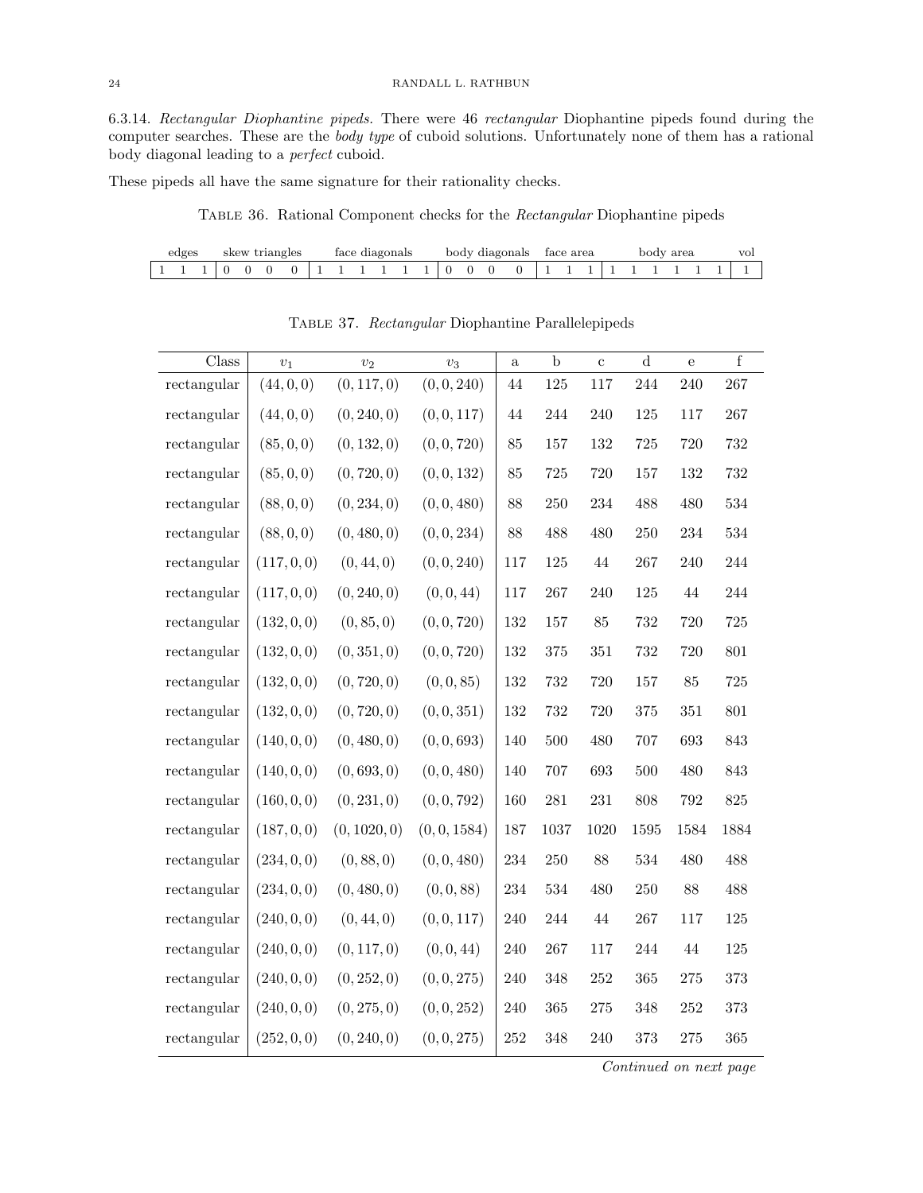6.3.14. *Rectangular Diophantine pipeds.* There were 46 *rectangular* Diophantine pipeds found during the computer searches. These are the *body type* of cuboid solutions. Unfortunately none of them has a rational body diagonal leading to a *perfect* cuboid.

These pipeds all have the same signature for their rationality checks.

Table 36. Rational Component checks for the *Rectangular* Diophantine pipeds

| edges | | | skew triangles | | | | face diagonals | | | | | | body diagonals | | | | face area | | | body area | | | | | | vol |
|---|---|---|---|---|---|---|---|---|---|---|---|---|---|---|---|---|---|---|---|---|---|---|---|---|---|---|
| 1 | 1 | 1 | 0 | 0 | 0 | 0 | 1 | 1 | 1 | 1 | 1 | 1 | 0 | 0 | 0 | 0 | 1 | 1 | 1 | 1 | 1 | 1 | 1 | 1 | 1 | 1 |

Table 37. *Rectangular* Diophantine Parallelepipeds

| Class | $v_1$ | $v_2$ | $v_3$ | a | b | c | d | e | f |
|---|---|---|---|---|---|---|---|---|---|
| rectangular | $(44,0,0)$ | $(0,117,0)$ | $(0,0,240)$ | 44 | 125 | 117 | 244 | 240 | 267 |
| rectangular | $(44,0,0)$ | $(0,240,0)$ | $(0,0,117)$ | 44 | 244 | 240 | 125 | 117 | 267 |
| rectangular | $(85,0,0)$ | $(0,132,0)$ | $(0,0,720)$ | 85 | 157 | 132 | 725 | 720 | 732 |
| rectangular | $(85,0,0)$ | $(0,720,0)$ | $(0,0,132)$ | 85 | 725 | 720 | 157 | 132 | 732 |
| rectangular | $(88,0,0)$ | $(0,234,0)$ | $(0,0,480)$ | 88 | 250 | 234 | 488 | 480 | 534 |
| rectangular | $(88,0,0)$ | $(0,480,0)$ | $(0,0,234)$ | 88 | 488 | 480 | 250 | 234 | 534 |
| rectangular | $(117,0,0)$ | $(0,44,0)$ | $(0,0,240)$ | 117 | 125 | 44 | 267 | 240 | 244 |
| rectangular | $(117,0,0)$ | $(0,240,0)$ | $(0,0,44)$ | 117 | 267 | 240 | 125 | 44 | 244 |
| rectangular | $(132,0,0)$ | $(0,85,0)$ | $(0,0,720)$ | 132 | 157 | 85 | 732 | 720 | 725 |
| rectangular | $(132,0,0)$ | $(0,351,0)$ | $(0,0,720)$ | 132 | 375 | 351 | 732 | 720 | 801 |
| rectangular | $(132,0,0)$ | $(0,720,0)$ | $(0,0,85)$ | 132 | 732 | 720 | 157 | 85 | 725 |
| rectangular | $(132,0,0)$ | $(0,720,0)$ | $(0,0,351)$ | 132 | 732 | 720 | 375 | 351 | 801 |
| rectangular | $(140,0,0)$ | $(0,480,0)$ | $(0,0,693)$ | 140 | 500 | 480 | 707 | 693 | 843 |
| rectangular | $(140,0,0)$ | $(0,693,0)$ | $(0,0,480)$ | 140 | 707 | 693 | 500 | 480 | 843 |
| rectangular | $(160,0,0)$ | $(0,231,0)$ | $(0,0,792)$ | 160 | 281 | 231 | 808 | 792 | 825 |
| rectangular | $(187,0,0)$ | $(0,1020,0)$ | $(0,0,1584)$ | 187 | 1037 | 1020 | 1595 | 1584 | 1884 |
| rectangular | $(234,0,0)$ | $(0,88,0)$ | $(0,0,480)$ | 234 | 250 | 88 | 534 | 480 | 488 |
| rectangular | $(234,0,0)$ | $(0,480,0)$ | $(0,0,88)$ | 234 | 534 | 480 | 250 | 88 | 488 |
| rectangular | $(240,0,0)$ | $(0,44,0)$ | $(0,0,117)$ | 240 | 244 | 44 | 267 | 117 | 125 |
| rectangular | $(240,0,0)$ | $(0,117,0)$ | $(0,0,44)$ | 240 | 267 | 117 | 244 | 44 | 125 |
| rectangular | $(240,0,0)$ | $(0,252,0)$ | $(0,0,275)$ | 240 | 348 | 252 | 365 | 275 | 373 |
| rectangular | $(240,0,0)$ | $(0,275,0)$ | $(0,0,252)$ | 240 | 365 | 275 | 348 | 252 | 373 |
| rectangular | $(252,0,0)$ | $(0,240,0)$ | $(0,0,275)$ | 252 | 348 | 240 | 373 | 275 | 365 |

*Continued on next page*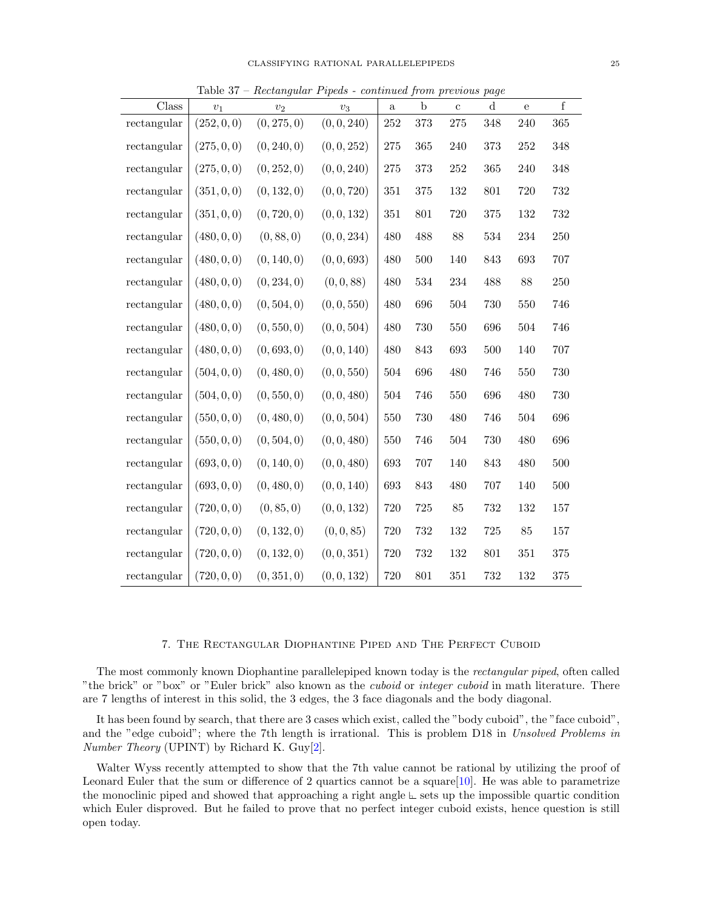Table 37 – *Rectangular Pipeds - continued from previous page*

| Class | $v_1$ | $v_2$ | $v_3$ | a | b | c | d | e | f |
|---|---|---|---|---|---|---|---|---|---|
| rectangular | $(252, 0, 0)$ | $(0, 275, 0)$ | $(0, 0, 240)$ | 252 | 373 | 275 | 348 | 240 | 365 |
| rectangular | $(275, 0, 0)$ | $(0, 240, 0)$ | $(0, 0, 252)$ | 275 | 365 | 240 | 373 | 252 | 348 |
| rectangular | $(275, 0, 0)$ | $(0, 252, 0)$ | $(0, 0, 240)$ | 275 | 373 | 252 | 365 | 240 | 348 |
| rectangular | $(351, 0, 0)$ | $(0, 132, 0)$ | $(0, 0, 720)$ | 351 | 375 | 132 | 801 | 720 | 732 |
| rectangular | $(351, 0, 0)$ | $(0, 720, 0)$ | $(0, 0, 132)$ | 351 | 801 | 720 | 375 | 132 | 732 |
| rectangular | $(480, 0, 0)$ | $(0, 88, 0)$ | $(0, 0, 234)$ | 480 | 488 | 88 | 534 | 234 | 250 |
| rectangular | $(480, 0, 0)$ | $(0, 140, 0)$ | $(0, 0, 693)$ | 480 | 500 | 140 | 843 | 693 | 707 |
| rectangular | $(480, 0, 0)$ | $(0, 234, 0)$ | $(0, 0, 88)$ | 480 | 534 | 234 | 488 | 88 | 250 |
| rectangular | $(480, 0, 0)$ | $(0, 504, 0)$ | $(0, 0, 550)$ | 480 | 696 | 504 | 730 | 550 | 746 |
| rectangular | $(480, 0, 0)$ | $(0, 550, 0)$ | $(0, 0, 504)$ | 480 | 730 | 550 | 696 | 504 | 746 |
| rectangular | $(480, 0, 0)$ | $(0, 693, 0)$ | $(0, 0, 140)$ | 480 | 843 | 693 | 500 | 140 | 707 |
| rectangular | $(504, 0, 0)$ | $(0, 480, 0)$ | $(0, 0, 550)$ | 504 | 696 | 480 | 746 | 550 | 730 |
| rectangular | $(504, 0, 0)$ | $(0, 550, 0)$ | $(0, 0, 480)$ | 504 | 746 | 550 | 696 | 480 | 730 |
| rectangular | $(550, 0, 0)$ | $(0, 480, 0)$ | $(0, 0, 504)$ | 550 | 730 | 480 | 746 | 504 | 696 |
| rectangular | $(550, 0, 0)$ | $(0, 504, 0)$ | $(0, 0, 480)$ | 550 | 746 | 504 | 730 | 480 | 696 |
| rectangular | $(693, 0, 0)$ | $(0, 140, 0)$ | $(0, 0, 480)$ | 693 | 707 | 140 | 843 | 480 | 500 |
| rectangular | $(693, 0, 0)$ | $(0, 480, 0)$ | $(0, 0, 140)$ | 693 | 843 | 480 | 707 | 140 | 500 |
| rectangular | $(720, 0, 0)$ | $(0, 85, 0)$ | $(0, 0, 132)$ | 720 | 725 | 85 | 732 | 132 | 157 |
| rectangular | $(720, 0, 0)$ | $(0, 132, 0)$ | $(0, 0, 85)$ | 720 | 732 | 132 | 725 | 85 | 157 |
| rectangular | $(720, 0, 0)$ | $(0, 132, 0)$ | $(0, 0, 351)$ | 720 | 732 | 132 | 801 | 351 | 375 |
| rectangular | $(720, 0, 0)$ | $(0, 351, 0)$ | $(0, 0, 132)$ | 720 | 801 | 351 | 732 | 132 | 375 |

## 7. The Rectangular Diophantine Piped and The Perfect Cuboid

The most commonly known Diophantine parallelepiped known today is the *rectangular piped*, often called "the brick" or "box" or "Euler brick" also known as the *cuboid* or *integer cuboid* in math literature. There are 7 lengths of interest in this solid, the 3 edges, the 3 face diagonals and the body diagonal.

It has been found by search, that there are 3 cases which exist, called the "body cuboid", the "face cuboid", and the "edge cuboid"; where the 7th length is irrational. This is problem D18 in *Unsolved Problems in Number Theory* (UPINT) by Richard K. Guy[2].

Walter Wyss recently attempted to show that the 7th value cannot be rational by utilizing the proof of Leonard Euler that the sum or difference of 2 quartics cannot be a square[10]. He was able to parametrize the monoclinic piped and showed that approaching a right angle ∟ sets up the impossible quartic condition which Euler disproved. But he failed to prove that no perfect integer cuboid exists, hence question is still open today.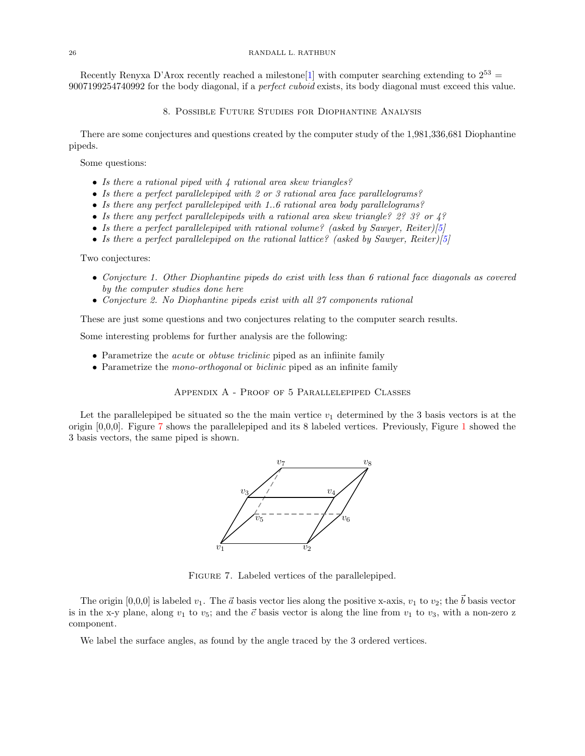Recently Renyxa D'Arox recently reached a milestone[1] with computer searching extending to $2^{53} = 9007199254740992$ for the body diagonal, if a *perfect cuboid* exists, its body diagonal must exceed this value.

## 8. Possible Future Studies for Diophantine Analysis

There are some conjectures and questions created by the computer study of the 1,981,336,681 Diophantine pipeds.

Some questions:

- *Is there a rational piped with 4 rational area skew triangles?*
- *Is there a perfect parallelepiped with 2 or 3 rational area face parallelograms?*
- *Is there any perfect parallelepiped with 1..6 rational area body parallelograms?*
- *Is there any perfect parallelepipeds with a rational area skew triangle? 2? 3? or 4?*
- *Is there a perfect parallelepiped with rational volume? (asked by Sawyer, Reiter)[5]*
- *Is there a perfect parallelepiped on the rational lattice? (asked by Sawyer, Reiter)[5]*

Two conjectures:

- *Conjecture 1. Other Diophantine pipeds do exist with less than 6 rational face diagonals as covered by the computer studies done here*
- *Conjecture 2. No Diophantine pipeds exist with all 27 components rational*

These are just some questions and two conjectures relating to the computer search results.

Some interesting problems for further analysis are the following:

- Parametrize the *acute* or *obtuse triclinic* piped as an infiinite family
- Parametrize the *mono-orthogonal* or *biclinic* piped as an infinite family

## Appendix A - Proof of 5 Parallelepiped Classes

Let the parallelepiped be situated so the the main vertice $v_1$ determined by the 3 basis vectors is at the origin [0,0,0]. Figure 7 shows the parallelepiped and its 8 labeled vertices. Previously, Figure 1 showed the 3 basis vectors, the same piped is shown.

Figure 7. Labeled vertices of the parallelepiped.

The origin [0,0,0] is labeled $v_1$. The $\vec{a}$ basis vector lies along the positive x-axis, $v_1$ to $v_2$; the $\vec{b}$ basis vector is in the x-y plane, along $v_1$ to $v_5$; and the $\vec{c}$ basis vector is along the line from $v_1$ to $v_3$, with a non-zero z component.

We label the surface angles, as found by the angle traced by the 3 ordered vertices.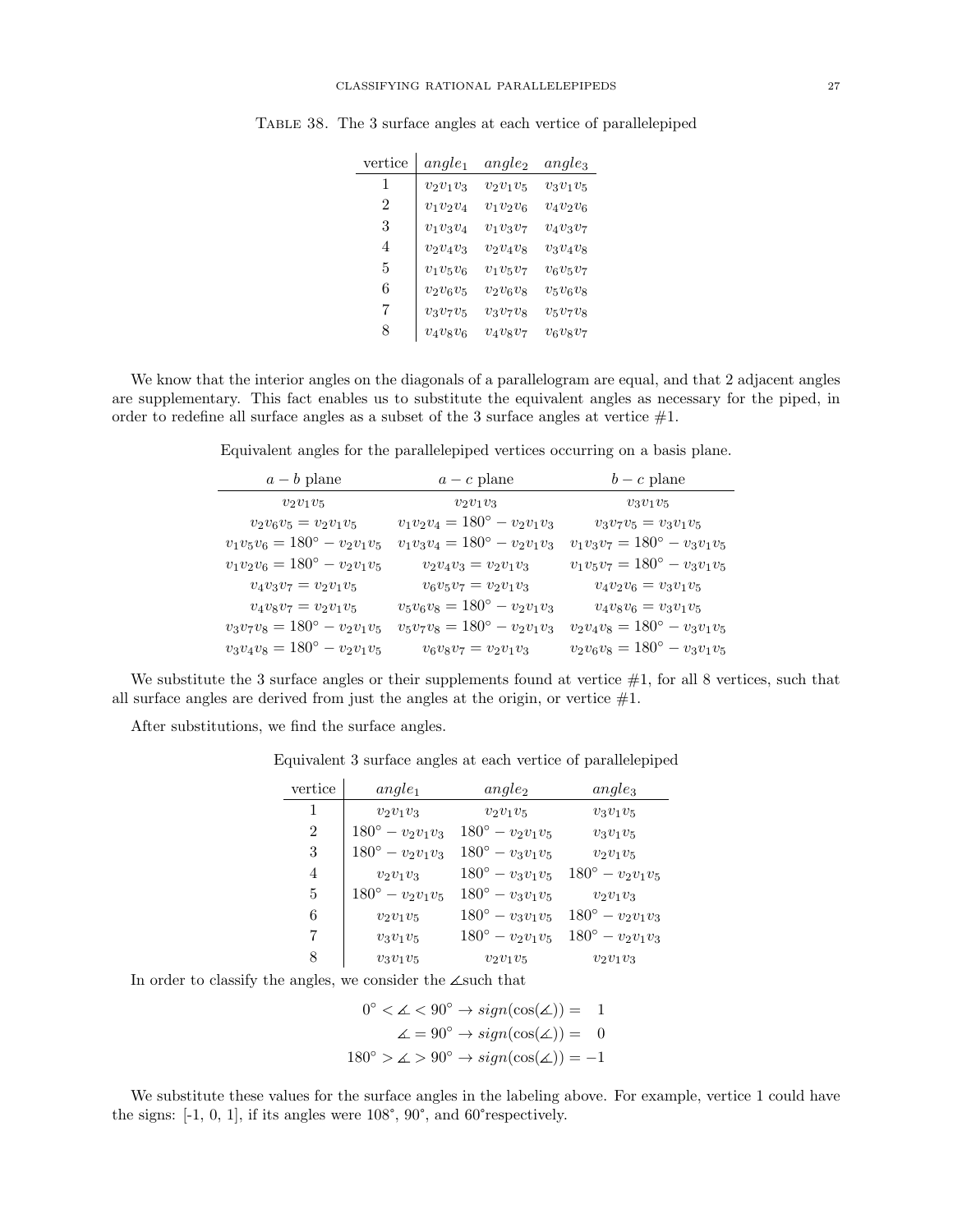Table 38. The 3 surface angles at each vertice of parallelepiped

| vertice | $angle_1$ | $angle_2$ | $angle_3$ |
|---|---|---|---|
| 1 | $v_2v_1v_3$ | $v_2v_1v_5$ | $v_3v_1v_5$ |
| 2 | $v_1v_2v_4$ | $v_1v_2v_6$ | $v_4v_2v_6$ |
| 3 | $v_1v_3v_4$ | $v_1v_3v_7$ | $v_4v_3v_7$ |
| 4 | $v_2v_4v_3$ | $v_2v_4v_8$ | $v_3v_4v_8$ |
| 5 | $v_1v_5v_6$ | $v_1v_5v_7$ | $v_6v_5v_7$ |
| 6 | $v_2v_6v_5$ | $v_2v_6v_8$ | $v_5v_6v_8$ |
| 7 | $v_3v_7v_5$ | $v_3v_7v_8$ | $v_5v_7v_8$ |
| 8 | $v_4v_8v_6$ | $v_4v_8v_7$ | $v_6v_8v_7$ |

We know that the interior angles on the diagonals of a parallelogram are equal, and that 2 adjacent angles are supplementary. This fact enables us to substitute the equivalent angles as necessary for the piped, in order to redefine all surface angles as a subset of the 3 surface angles at vertice #1.

Equivalent angles for the parallelepiped vertices occurring on a basis plane.

| $a-b$ plane | $a-c$ plane | $b-c$ plane |
|---|---|---|
| $v_2v_1v_5$ | $v_2v_1v_3$ | $v_3v_1v_5$ |
| $v_2v_6v_5 = v_2v_1v_5$ | $v_1v_2v_4 = 180^\circ - v_2v_1v_3$ | $v_3v_7v_5 = v_3v_1v_5$ |
| $v_1v_5v_6 = 180^\circ - v_2v_1v_5$ | $v_1v_3v_4 = 180^\circ - v_2v_1v_3$ | $v_1v_3v_7 = 180^\circ - v_3v_1v_5$ |
| $v_1v_2v_6 = 180^\circ - v_2v_1v_5$ | $v_2v_4v_3 = v_2v_1v_3$ | $v_1v_5v_7 = 180^\circ - v_3v_1v_5$ |
| $v_4v_3v_7 = v_2v_1v_5$ | $v_6v_5v_7 = v_2v_1v_3$ | $v_4v_2v_6 = v_3v_1v_5$ |
| $v_4v_8v_7 = v_2v_1v_5$ | $v_5v_6v_8 = 180^\circ - v_2v_1v_3$ | $v_4v_8v_6 = v_3v_1v_5$ |
| $v_3v_7v_8 = 180^\circ - v_2v_1v_5$ | $v_5v_7v_8 = 180^\circ - v_2v_1v_3$ | $v_2v_4v_8 = 180^\circ - v_3v_1v_5$ |
| $v_3v_4v_8 = 180^\circ - v_2v_1v_5$ | $v_6v_8v_7 = v_2v_1v_3$ | $v_2v_6v_8 = 180^\circ - v_3v_1v_5$ |

We substitute the 3 surface angles or their supplements found at vertice #1, for all 8 vertices, such that all surface angles are derived from just the angles at the origin, or vertice #1.

After substitutions, we find the surface angles.

Equivalent 3 surface angles at each vertice of parallelepiped

| vertice | $angle_1$ | $angle_2$ | $angle_3$ |
|---|---|---|---|
| 1 | $v_2v_1v_3$ | $v_2v_1v_5$ | $v_3v_1v_5$ |
| 2 | $180^\circ - v_2v_1v_3$ | $180^\circ - v_2v_1v_5$ | $v_3v_1v_5$ |
| 3 | $180^\circ - v_2v_1v_3$ | $180^\circ - v_3v_1v_5$ | $v_2v_1v_5$ |
| 4 | $v_2v_1v_3$ | $180^\circ - v_3v_1v_5$ | $180^\circ - v_2v_1v_5$ |
| 5 | $180^\circ - v_2v_1v_5$ | $180^\circ - v_3v_1v_5$ | $v_2v_1v_3$ |
| 6 | $v_2v_1v_5$ | $180^\circ - v_3v_1v_5$ | $180^\circ - v_2v_1v_3$ |
| 7 | $v_3v_1v_5$ | $180^\circ - v_2v_1v_5$ | $180^\circ - v_2v_1v_3$ |
| 8 | $v_3v_1v_5$ | $v_2v_1v_5$ | $v_2v_1v_3$ |

In order to classify the angles, we consider the $\measuredangle$such that

$$
\begin{aligned}
0^\circ < \measuredangle < 90^\circ &\rightarrow sign(\cos(\measuredangle)) = \ \ 1 \\
\measuredangle = 90^\circ &\rightarrow sign(\cos(\measuredangle)) = \ \ 0 \\
180^\circ > \measuredangle > 90^\circ &\rightarrow sign(\cos(\measuredangle)) = -1
\end{aligned}
$$

We substitute these values for the surface angles in the labeling above. For example, vertice 1 could have the signs: [-1, 0, 1], if its angles were 108˚, 90˚, and 60˚respectively.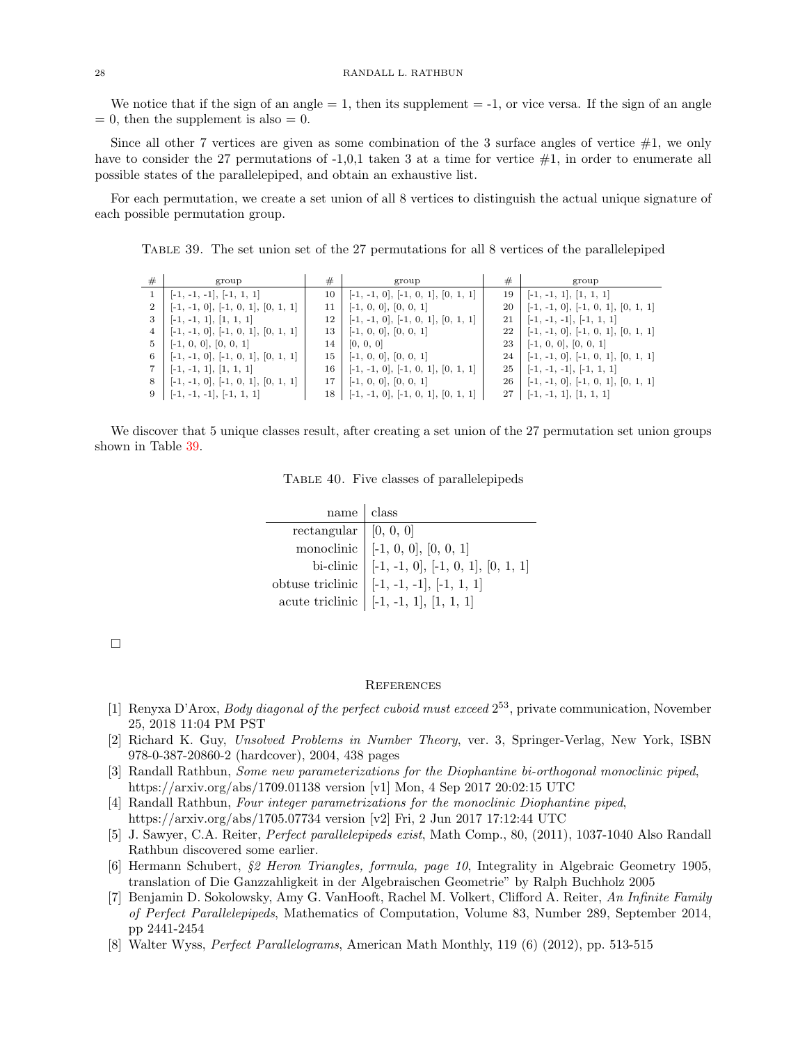We notice that if the sign of an angle = 1, then its supplement = -1, or vice versa. If the sign of an angle = 0, then the supplement is also = 0.

Since all other 7 vertices are given as some combination of the 3 surface angles of vertex #1, we only have to consider the 27 permutations of -1,0,1 taken 3 at a time for vertex #1, in order to enumerate all possible states of the parallelepiped, and obtain an exhaustive list.

For each permutation, we create a set union of all 8 vertices to distinguish the actual unique signature of each possible permutation group.

Table 39. The set union set of the 27 permutations for all 8 vertices of the parallelepiped

| # | group | # | group | # | group |
|---|---|---|---|---|---|
| 1 | [-1, -1, -1], [-1, 1, 1] | 10 | [-1, -1, 0], [-1, 0, 1], [0, 1, 1] | 19 | [-1, -1, 1], [1, 1, 1] |
| 2 | [-1, -1, 0], [-1, 0, 1], [0, 1, 1] | 11 | [-1, 0, 0], [0, 0, 1] | 20 | [-1, -1, 0], [-1, 0, 1], [0, 1, 1] |
| 3 | [-1, -1, 1], [1, 1, 1] | 12 | [-1, -1, 0], [-1, 0, 1], [0, 1, 1] | 21 | [-1, -1, -1], [-1, 1, 1] |
| 4 | [-1, -1, 0], [-1, 0, 1], [0, 1, 1] | 13 | [-1, 0, 0], [0, 0, 1] | 22 | [-1, -1, 0], [-1, 0, 1], [0, 1, 1] |
| 5 | [-1, 0, 0], [0, 0, 1] | 14 | [0, 0, 0] | 23 | [-1, 0, 0], [0, 0, 1] |
| 6 | [-1, -1, 0], [-1, 0, 1], [0, 1, 1] | 15 | [-1, 0, 0], [0, 0, 1] | 24 | [-1, -1, 0], [-1, 0, 1], [0, 1, 1] |
| 7 | [-1, -1, 1], [1, 1, 1] | 16 | [-1, -1, 0], [-1, 0, 1], [0, 1, 1] | 25 | [-1, -1, -1], [-1, 1, 1] |
| 8 | [-1, -1, 0], [-1, 0, 1], [0, 1, 1] | 17 | [-1, 0, 0], [0, 0, 1] | 26 | [-1, -1, 0], [-1, 0, 1], [0, 1, 1] |
| 9 | [-1, -1, -1], [-1, 1, 1] | 18 | [-1, -1, 0], [-1, 0, 1], [0, 1, 1] | 27 | [-1, -1, 1], [1, 1, 1] |

We discover that 5 unique classes result, after creating a set union of the 27 permutation set union groups shown in Table 39.

Table 40. Five classes of parallelepipeds

| name | class |
|---|---|
| rectangular | [0, 0, 0] |
| monoclinic | [-1, 0, 0], [0, 0, 1] |
| bi-clinic | [-1, -1, 0], [-1, 0, 1], [0, 1, 1] |
| obtuse triclinic | [-1, -1, -1], [-1, 1, 1] |
| acute triclinic | [-1, -1, 1], [1, 1, 1] |

□

## References

[1] Renyxa D'Arox, *Body diagonal of the perfect cuboid must exceed* $2^{53}$, private communication, November 25, 2018 11:04 PM PST

[2] Richard K. Guy, *Unsolved Problems in Number Theory*, ver. 3, Springer-Verlag, New York, ISBN 978-0-387-20860-2 (hardcover), 2004, 438 pages

[3] Randall Rathbun, *Some new parameterizations for the Diophantine bi-orthogonal monoclinic piped*, https://arxiv.org/abs/1709.01138 version [v1] Mon, 4 Sep 2017 20:02:15 UTC

[4] Randall Rathbun, *Four integer parametrizations for the monoclinic Diophantine piped*, https://arxiv.org/abs/1705.07734 version [v2] Fri, 2 Jun 2017 17:12:44 UTC

[5] J. Sawyer, C.A. Reiter, *Perfect parallelepipeds exist*, Math Comp., 80, (2011), 1037-1040 Also Randall Rathbun discovered some earlier.

[6] Hermann Schubert, *§2 Heron Triangles, formula, page 10*, Integrality in Algebraic Geometry 1905, translation of Die Ganzzahligkeit in der Algebraischen Geometrie" by Ralph Buchholz 2005

[7] Benjamin D. Sokolowsky, Amy G. VanHooft, Rachel M. Volkert, Clifford A. Reiter, *An Infinite Family of Perfect Parallelepipeds*, Mathematics of Computation, Volume 83, Number 289, September 2014, pp 2441-2454

[8] Walter Wyss, *Perfect Parallelograms*, American Math Monthly, 119 (6) (2012), pp. 513-515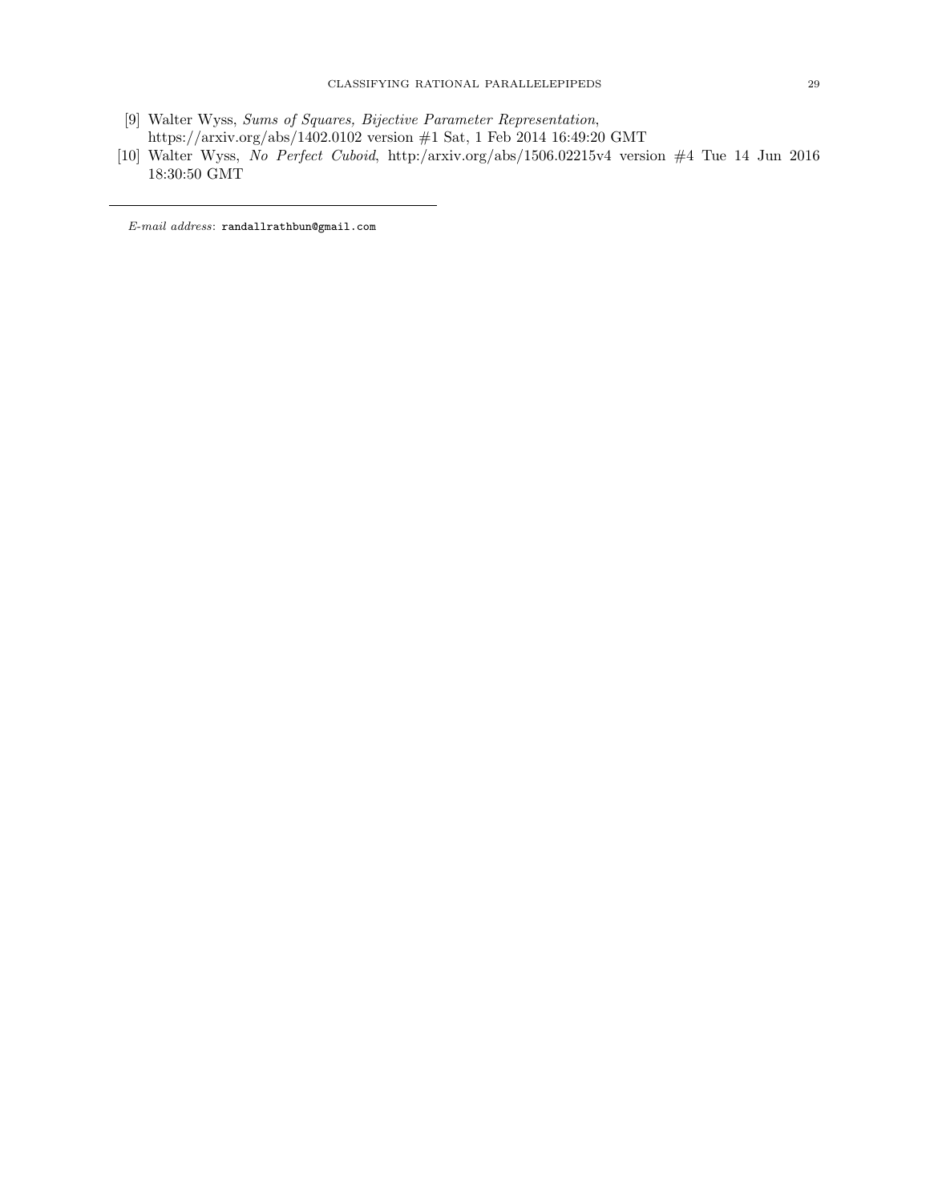[9] Walter Wyss, *Sums of Squares, Bijective Parameter Representation*, https://arxiv.org/abs/1402.0102 version #1 Sat, 1 Feb 2014 16:49:20 GMT

[10] Walter Wyss, *No Perfect Cuboid*, http:/arxiv.org/abs/1506.02215v4 version #4 Tue 14 Jun 2016 18:30:50 GMT

---

*E-mail address*: `randallrathbun@gmail.com`